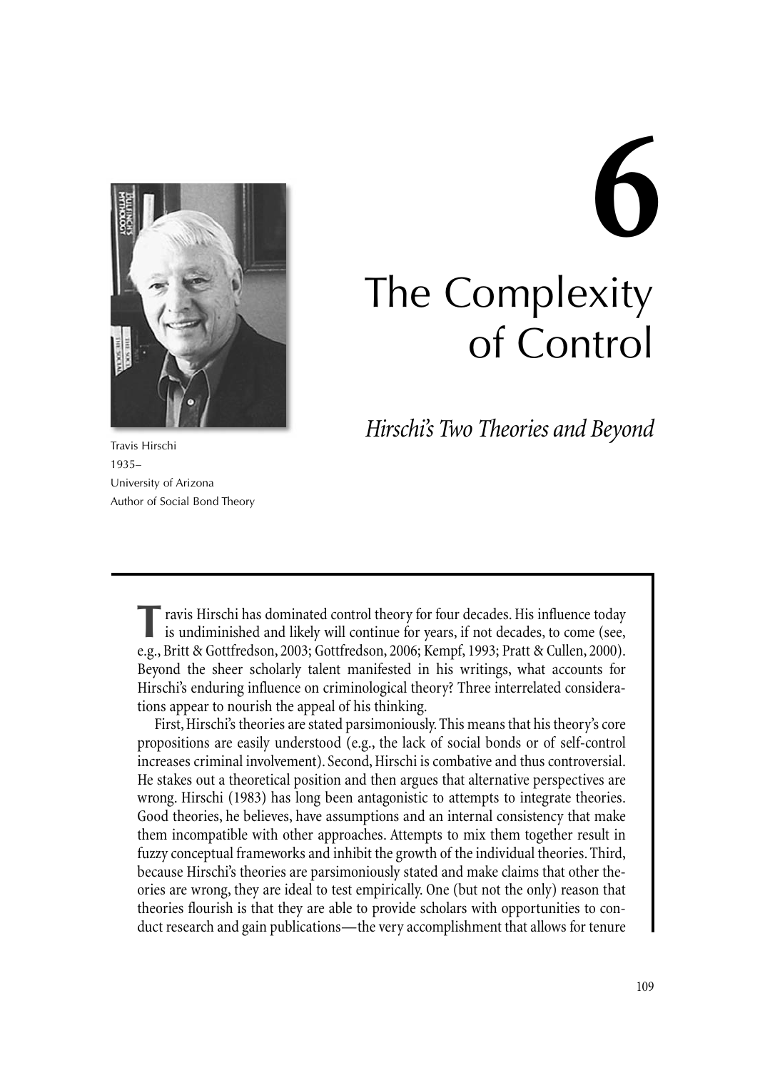# 6

# The Complexity of Control

## *Hirschi's Two Theories and Beyond*

Travis Hirschi
1935–
University of Arizona
Author of Social Bond Theory

Travis Hirschi has dominated control theory for four decades. His influence today is undiminished and likely will continue for years, if not decades, to come (see, e.g., Britt & Gottfredson, 2003; Gottfredson, 2006; Kempf, 1993; Pratt & Cullen, 2000). Beyond the sheer scholarly talent manifested in his writings, what accounts for Hirschi's enduring influence on criminological theory? Three interrelated considerations appear to nourish the appeal of his thinking.

First, Hirschi's theories are stated parsimoniously. This means that his theory's core propositions are easily understood (e.g., the lack of social bonds or of self-control increases criminal involvement). Second, Hirschi is combative and thus controversial. He stakes out a theoretical position and then argues that alternative perspectives are wrong. Hirschi (1983) has long been antagonistic to attempts to integrate theories. Good theories, he believes, have assumptions and an internal consistency that make them incompatible with other approaches. Attempts to mix them together result in fuzzy conceptual frameworks and inhibit the growth of the individual theories. Third, because Hirschi's theories are parsimoniously stated and make claims that other theories are wrong, they are ideal to test empirically. One (but not the only) reason that theories flourish is that they are able to provide scholars with opportunities to conduct research and gain publications—the very accomplishment that allows for tenure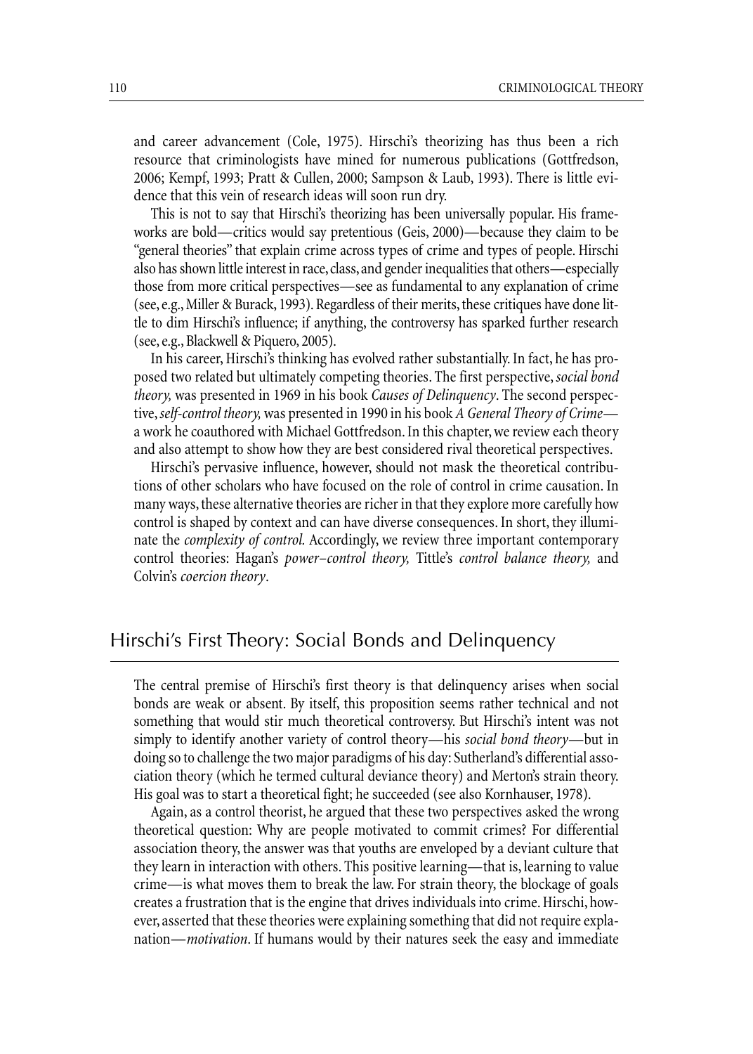and career advancement (Cole, 1975). Hirschi's theorizing has thus been a rich resource that criminologists have mined for numerous publications (Gottfredson, 2006; Kempf, 1993; Pratt & Cullen, 2000; Sampson & Laub, 1993). There is little evidence that this vein of research ideas will soon run dry.

This is not to say that Hirschi's theorizing has been universally popular. His frameworks are bold—critics would say pretentious (Geis, 2000)—because they claim to be "general theories" that explain crime across types of crime and types of people. Hirschi also has shown little interest in race, class, and gender inequalities that others—especially those from more critical perspectives—see as fundamental to any explanation of crime (see, e.g., Miller & Burack, 1993). Regardless of their merits, these critiques have done little to dim Hirschi's influence; if anything, the controversy has sparked further research (see, e.g., Blackwell & Piquero, 2005).

In his career, Hirschi's thinking has evolved rather substantially. In fact, he has proposed two related but ultimately competing theories. The first perspective, *social bond theory,* was presented in 1969 in his book *Causes of Delinquency*. The second perspective, *self-control theory,* was presented in 1990 in his book *A General Theory of Crime*—a work he coauthored with Michael Gottfredson. In this chapter, we review each theory and also attempt to show how they are best considered rival theoretical perspectives.

Hirschi's pervasive influence, however, should not mask the theoretical contributions of other scholars who have focused on the role of control in crime causation. In many ways, these alternative theories are richer in that they explore more carefully how control is shaped by context and can have diverse consequences. In short, they illuminate the *complexity of control.* Accordingly, we review three important contemporary control theories: Hagan's *power–control theory,* Tittle's *control balance theory,* and Colvin's *coercion theory*.

## Hirschi's First Theory: Social Bonds and Delinquency

The central premise of Hirschi's first theory is that delinquency arises when social bonds are weak or absent. By itself, this proposition seems rather technical and not something that would stir much theoretical controversy. But Hirschi's intent was not simply to identify another variety of control theory—his *social bond theory*—but in doing so to challenge the two major paradigms of his day: Sutherland's differential association theory (which he termed cultural deviance theory) and Merton's strain theory. His goal was to start a theoretical fight; he succeeded (see also Kornhauser, 1978).

Again, as a control theorist, he argued that these two perspectives asked the wrong theoretical question: Why are people motivated to commit crimes? For differential association theory, the answer was that youths are enveloped by a deviant culture that they learn in interaction with others. This positive learning—that is, learning to value crime—is what moves them to break the law. For strain theory, the blockage of goals creates a frustration that is the engine that drives individuals into crime. Hirschi, however, asserted that these theories were explaining something that did not require explanation—*motivation*. If humans would by their natures seek the easy and immediate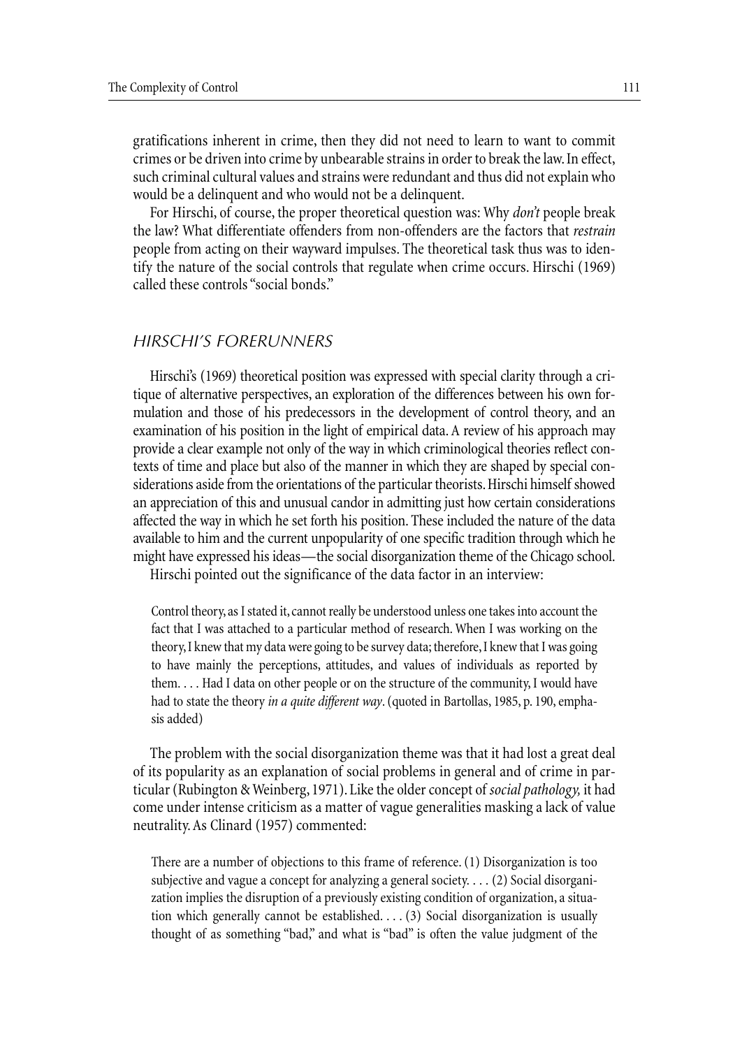gratifications inherent in crime, then they did not need to learn to want to commit crimes or be driven into crime by unbearable strains in order to break the law. In effect, such criminal cultural values and strains were redundant and thus did not explain who would be a delinquent and who would not be a delinquent.

For Hirschi, of course, the proper theoretical question was: Why *don't* people break the law? What differentiate offenders from non-offenders are the factors that *restrain* people from acting on their wayward impulses. The theoretical task thus was to identify the nature of the social controls that regulate when crime occurs. Hirschi (1969) called these controls "social bonds."

## *HIRSCHI'S FORERUNNERS*

Hirschi's (1969) theoretical position was expressed with special clarity through a critique of alternative perspectives, an exploration of the differences between his own formulation and those of his predecessors in the development of control theory, and an examination of his position in the light of empirical data. A review of his approach may provide a clear example not only of the way in which criminological theories reflect contexts of time and place but also of the manner in which they are shaped by special considerations aside from the orientations of the particular theorists. Hirschi himself showed an appreciation of this and unusual candor in admitting just how certain considerations affected the way in which he set forth his position. These included the nature of the data available to him and the current unpopularity of one specific tradition through which he might have expressed his ideas—the social disorganization theme of the Chicago school.

Hirschi pointed out the significance of the data factor in an interview:

> Control theory, as I stated it, cannot really be understood unless one takes into account the fact that I was attached to a particular method of research. When I was working on the theory, I knew that my data were going to be survey data; therefore, I knew that I was going to have mainly the perceptions, attitudes, and values of individuals as reported by them. . . . Had I data on other people or on the structure of the community, I would have had to state the theory *in a quite different way*. (quoted in Bartollas, 1985, p. 190, emphasis added)

The problem with the social disorganization theme was that it had lost a great deal of its popularity as an explanation of social problems in general and of crime in particular (Rubington & Weinberg, 1971). Like the older concept of *social pathology,* it had come under intense criticism as a matter of vague generalities masking a lack of value neutrality. As Clinard (1957) commented:

> There are a number of objections to this frame of reference. (1) Disorganization is too subjective and vague a concept for analyzing a general society. . . . (2) Social disorganization implies the disruption of a previously existing condition of organization, a situation which generally cannot be established. . . . (3) Social disorganization is usually thought of as something "bad," and what is "bad" is often the value judgment of the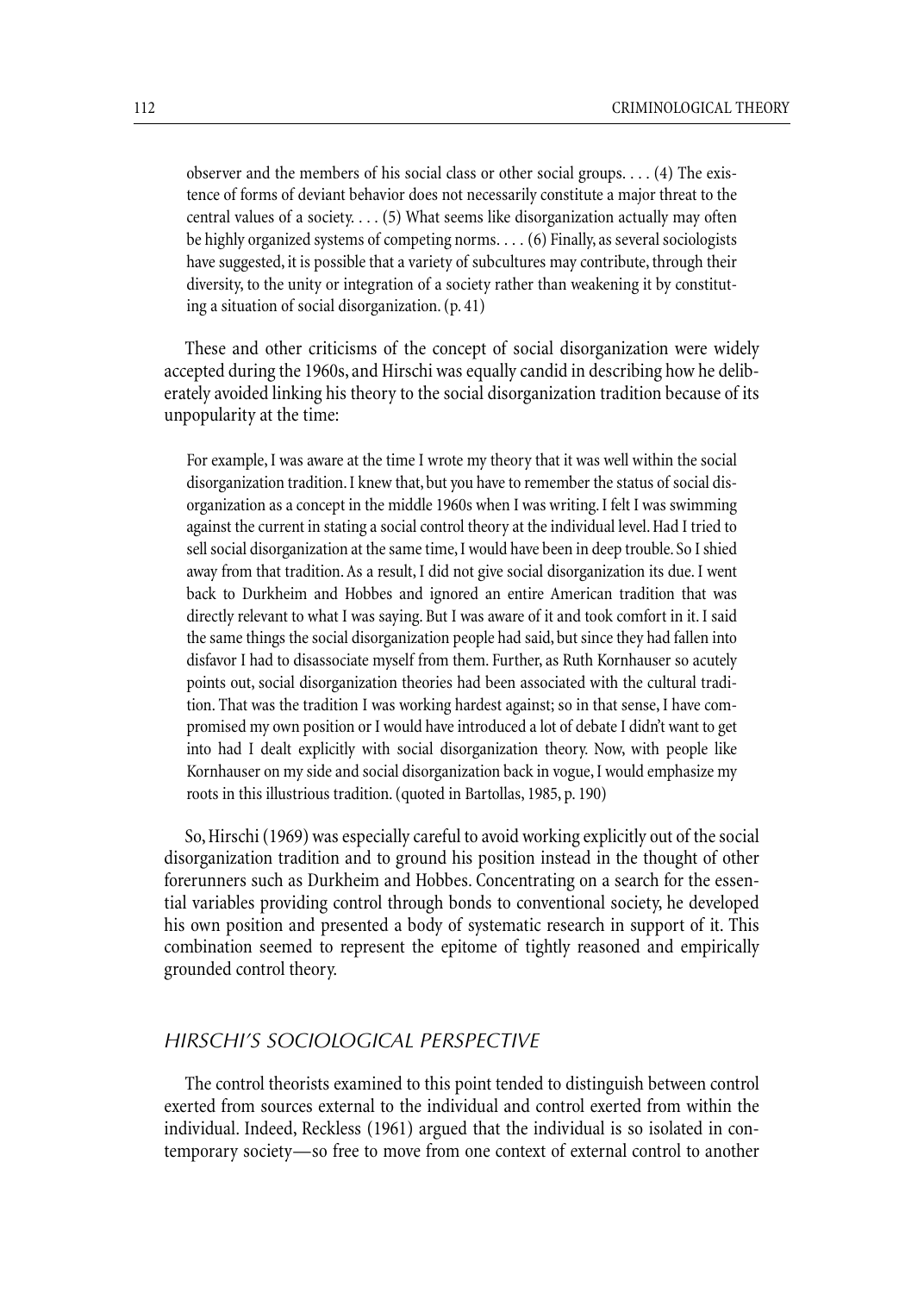> observer and the members of his social class or other social groups. . . . (4) The existence of forms of deviant behavior does not necessarily constitute a major threat to the central values of a society. . . . (5) What seems like disorganization actually may often be highly organized systems of competing norms. . . . (6) Finally, as several sociologists have suggested, it is possible that a variety of subcultures may contribute, through their diversity, to the unity or integration of a society rather than weakening it by constituting a situation of social disorganization. (p. 41)

These and other criticisms of the concept of social disorganization were widely accepted during the 1960s, and Hirschi was equally candid in describing how he deliberately avoided linking his theory to the social disorganization tradition because of its unpopularity at the time:

> For example, I was aware at the time I wrote my theory that it was well within the social disorganization tradition. I knew that, but you have to remember the status of social disorganization as a concept in the middle 1960s when I was writing. I felt I was swimming against the current in stating a social control theory at the individual level. Had I tried to sell social disorganization at the same time, I would have been in deep trouble. So I shied away from that tradition. As a result, I did not give social disorganization its due. I went back to Durkheim and Hobbes and ignored an entire American tradition that was directly relevant to what I was saying. But I was aware of it and took comfort in it. I said the same things the social disorganization people had said, but since they had fallen into disfavor I had to disassociate myself from them. Further, as Ruth Kornhauser so acutely points out, social disorganization theories had been associated with the cultural tradition. That was the tradition I was working hardest against; so in that sense, I have compromised my own position or I would have introduced a lot of debate I didn't want to get into had I dealt explicitly with social disorganization theory. Now, with people like Kornhauser on my side and social disorganization back in vogue, I would emphasize my roots in this illustrious tradition. (quoted in Bartollas, 1985, p. 190)

So, Hirschi (1969) was especially careful to avoid working explicitly out of the social disorganization tradition and to ground his position instead in the thought of other forerunners such as Durkheim and Hobbes. Concentrating on a search for the essential variables providing control through bonds to conventional society, he developed his own position and presented a body of systematic research in support of it. This combination seemed to represent the epitome of tightly reasoned and empirically grounded control theory.

## *HIRSCHI'S SOCIOLOGICAL PERSPECTIVE*

The control theorists examined to this point tended to distinguish between control exerted from sources external to the individual and control exerted from within the individual. Indeed, Reckless (1961) argued that the individual is so isolated in contemporary society—so free to move from one context of external control to another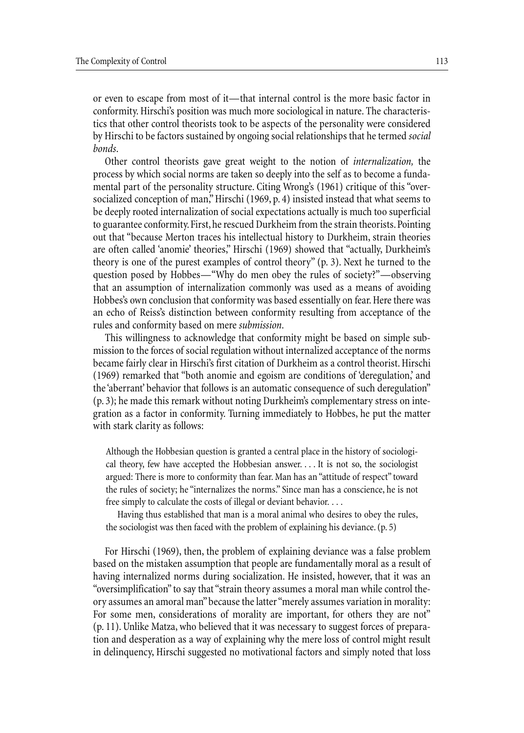or even to escape from most of it—that internal control is the more basic factor in conformity. Hirschi's position was much more sociological in nature. The characteristics that other control theorists took to be aspects of the personality were considered by Hirschi to be factors sustained by ongoing social relationships that he termed *social bonds*.

Other control theorists gave great weight to the notion of *internalization,* the process by which social norms are taken so deeply into the self as to become a fundamental part of the personality structure. Citing Wrong's (1961) critique of this "oversocialized conception of man," Hirschi (1969, p. 4) insisted instead that what seems to be deeply rooted internalization of social expectations actually is much too superficial to guarantee conformity. First, he rescued Durkheim from the strain theorists. Pointing out that "because Merton traces his intellectual history to Durkheim, strain theories are often called 'anomie' theories," Hirschi (1969) showed that "actually, Durkheim's theory is one of the purest examples of control theory" (p. 3). Next he turned to the question posed by Hobbes—"Why do men obey the rules of society?"—observing that an assumption of internalization commonly was used as a means of avoiding Hobbes's own conclusion that conformity was based essentially on fear. Here there was an echo of Reiss's distinction between conformity resulting from acceptance of the rules and conformity based on mere *submission*.

This willingness to acknowledge that conformity might be based on simple submission to the forces of social regulation without internalized acceptance of the norms became fairly clear in Hirschi's first citation of Durkheim as a control theorist. Hirschi (1969) remarked that "both anomie and egoism are conditions of 'deregulation,' and the 'aberrant' behavior that follows is an automatic consequence of such deregulation" (p. 3); he made this remark without noting Durkheim's complementary stress on integration as a factor in conformity. Turning immediately to Hobbes, he put the matter with stark clarity as follows:

> Although the Hobbesian question is granted a central place in the history of sociological theory, few have accepted the Hobbesian answer. . . . It is not so, the sociologist argued: There is more to conformity than fear. Man has an "attitude of respect" toward the rules of society; he "internalizes the norms." Since man has a conscience, he is not free simply to calculate the costs of illegal or deviant behavior. . . .
>
> Having thus established that man is a moral animal who desires to obey the rules, the sociologist was then faced with the problem of explaining his deviance. (p. 5)

For Hirschi (1969), then, the problem of explaining deviance was a false problem based on the mistaken assumption that people are fundamentally moral as a result of having internalized norms during socialization. He insisted, however, that it was an "oversimplification" to say that "strain theory assumes a moral man while control theory assumes an amoral man" because the latter "merely assumes variation in morality: For some men, considerations of morality are important, for others they are not" (p. 11). Unlike Matza, who believed that it was necessary to suggest forces of preparation and desperation as a way of explaining why the mere loss of control might result in delinquency, Hirschi suggested no motivational factors and simply noted that loss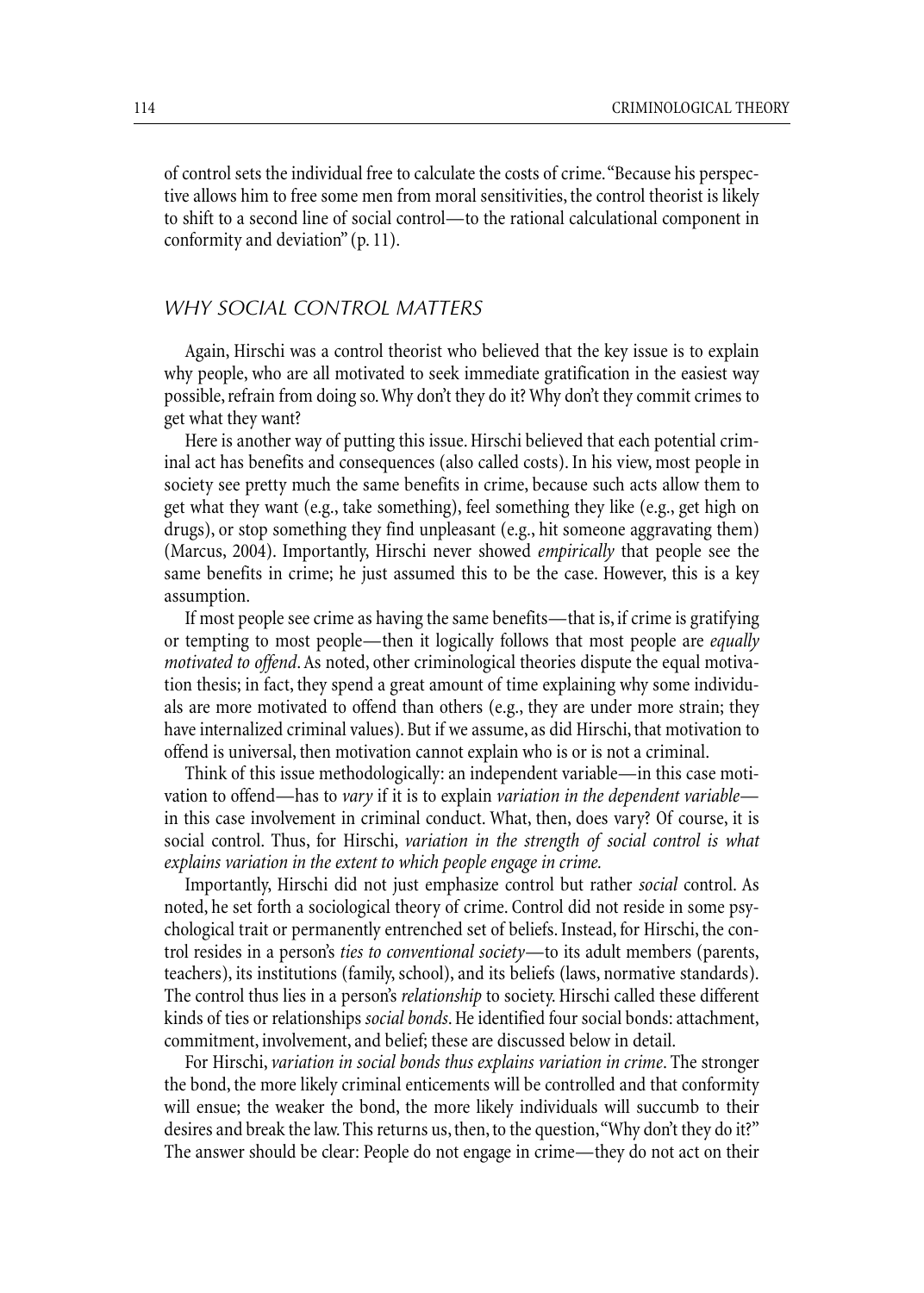of control sets the individual free to calculate the costs of crime. "Because his perspective allows him to free some men from moral sensitivities, the control theorist is likely to shift to a second line of social control—to the rational calculational component in conformity and deviation" (p. 11).

## *WHY SOCIAL CONTROL MATTERS*

Again, Hirschi was a control theorist who believed that the key issue is to explain why people, who are all motivated to seek immediate gratification in the easiest way possible, refrain from doing so. Why don't they do it? Why don't they commit crimes to get what they want?

Here is another way of putting this issue. Hirschi believed that each potential criminal act has benefits and consequences (also called costs). In his view, most people in society see pretty much the same benefits in crime, because such acts allow them to get what they want (e.g., take something), feel something they like (e.g., get high on drugs), or stop something they find unpleasant (e.g., hit someone aggravating them) (Marcus, 2004). Importantly, Hirschi never showed *empirically* that people see the same benefits in crime; he just assumed this to be the case. However, this is a key assumption.

If most people see crime as having the same benefits—that is, if crime is gratifying or tempting to most people—then it logically follows that most people are *equally motivated to offend*. As noted, other criminological theories dispute the equal motivation thesis; in fact, they spend a great amount of time explaining why some individuals are more motivated to offend than others (e.g., they are under more strain; they have internalized criminal values). But if we assume, as did Hirschi, that motivation to offend is universal, then motivation cannot explain who is or is not a criminal.

Think of this issue methodologically: an independent variable—in this case motivation to offend—has to *vary* if it is to explain *variation in the dependent variable*—in this case involvement in criminal conduct. What, then, does vary? Of course, it is social control. Thus, for Hirschi, *variation in the strength of social control is what explains variation in the extent to which people engage in crime.*

Importantly, Hirschi did not just emphasize control but rather *social* control. As noted, he set forth a sociological theory of crime. Control did not reside in some psychological trait or permanently entrenched set of beliefs. Instead, for Hirschi, the control resides in a person's *ties to conventional society*—to its adult members (parents, teachers), its institutions (family, school), and its beliefs (laws, normative standards). The control thus lies in a person's *relationship* to society. Hirschi called these different kinds of ties or relationships *social bonds*. He identified four social bonds: attachment, commitment, involvement, and belief; these are discussed below in detail.

For Hirschi, *variation in social bonds thus explains variation in crime*. The stronger the bond, the more likely criminal enticements will be controlled and that conformity will ensue; the weaker the bond, the more likely individuals will succumb to their desires and break the law. This returns us, then, to the question, "Why don't they do it?" The answer should be clear: People do not engage in crime—they do not act on their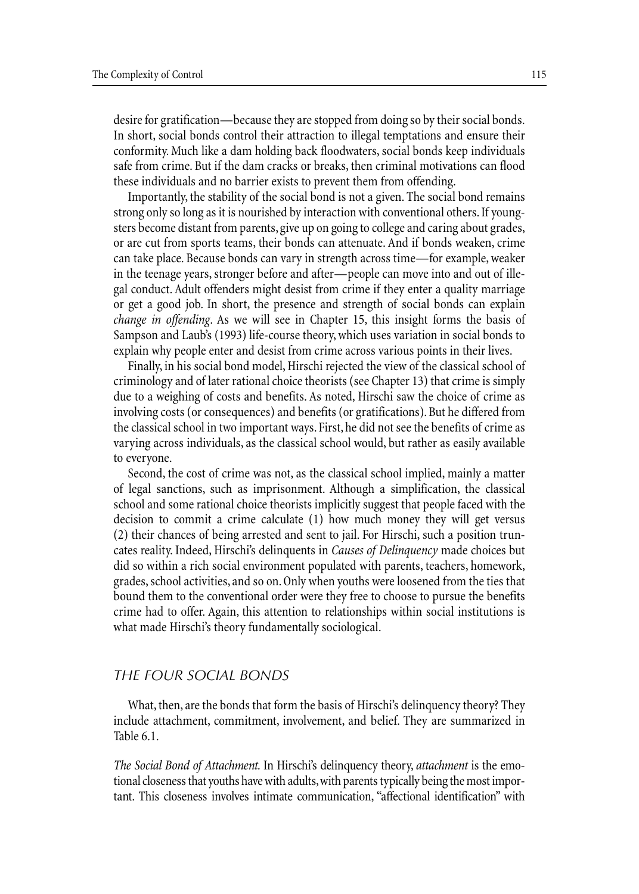desire for gratification—because they are stopped from doing so by their social bonds. In short, social bonds control their attraction to illegal temptations and ensure their conformity. Much like a dam holding back floodwaters, social bonds keep individuals safe from crime. But if the dam cracks or breaks, then criminal motivations can flood these individuals and no barrier exists to prevent them from offending.

Importantly, the stability of the social bond is not a given. The social bond remains strong only so long as it is nourished by interaction with conventional others. If youngsters become distant from parents, give up on going to college and caring about grades, or are cut from sports teams, their bonds can attenuate. And if bonds weaken, crime can take place. Because bonds can vary in strength across time—for example, weaker in the teenage years, stronger before and after—people can move into and out of illegal conduct. Adult offenders might desist from crime if they enter a quality marriage or get a good job. In short, the presence and strength of social bonds can explain *change in offending*. As we will see in Chapter 15, this insight forms the basis of Sampson and Laub's (1993) life-course theory, which uses variation in social bonds to explain why people enter and desist from crime across various points in their lives.

Finally, in his social bond model, Hirschi rejected the view of the classical school of criminology and of later rational choice theorists (see Chapter 13) that crime is simply due to a weighing of costs and benefits. As noted, Hirschi saw the choice of crime as involving costs (or consequences) and benefits (or gratifications). But he differed from the classical school in two important ways. First, he did not see the benefits of crime as varying across individuals, as the classical school would, but rather as easily available to everyone.

Second, the cost of crime was not, as the classical school implied, mainly a matter of legal sanctions, such as imprisonment. Although a simplification, the classical school and some rational choice theorists implicitly suggest that people faced with the decision to commit a crime calculate (1) how much money they will get versus (2) their chances of being arrested and sent to jail. For Hirschi, such a position truncates reality. Indeed, Hirschi's delinquents in *Causes of Delinquency* made choices but did so within a rich social environment populated with parents, teachers, homework, grades, school activities, and so on. Only when youths were loosened from the ties that bound them to the conventional order were they free to choose to pursue the benefits crime had to offer. Again, this attention to relationships within social institutions is what made Hirschi's theory fundamentally sociological.

## THE FOUR SOCIAL BONDS

What, then, are the bonds that form the basis of Hirschi's delinquency theory? They include attachment, commitment, involvement, and belief. They are summarized in Table 6.1.

*The Social Bond of Attachment.* In Hirschi's delinquency theory, *attachment* is the emotional closeness that youths have with adults, with parents typically being the most important. This closeness involves intimate communication, "affectional identification" with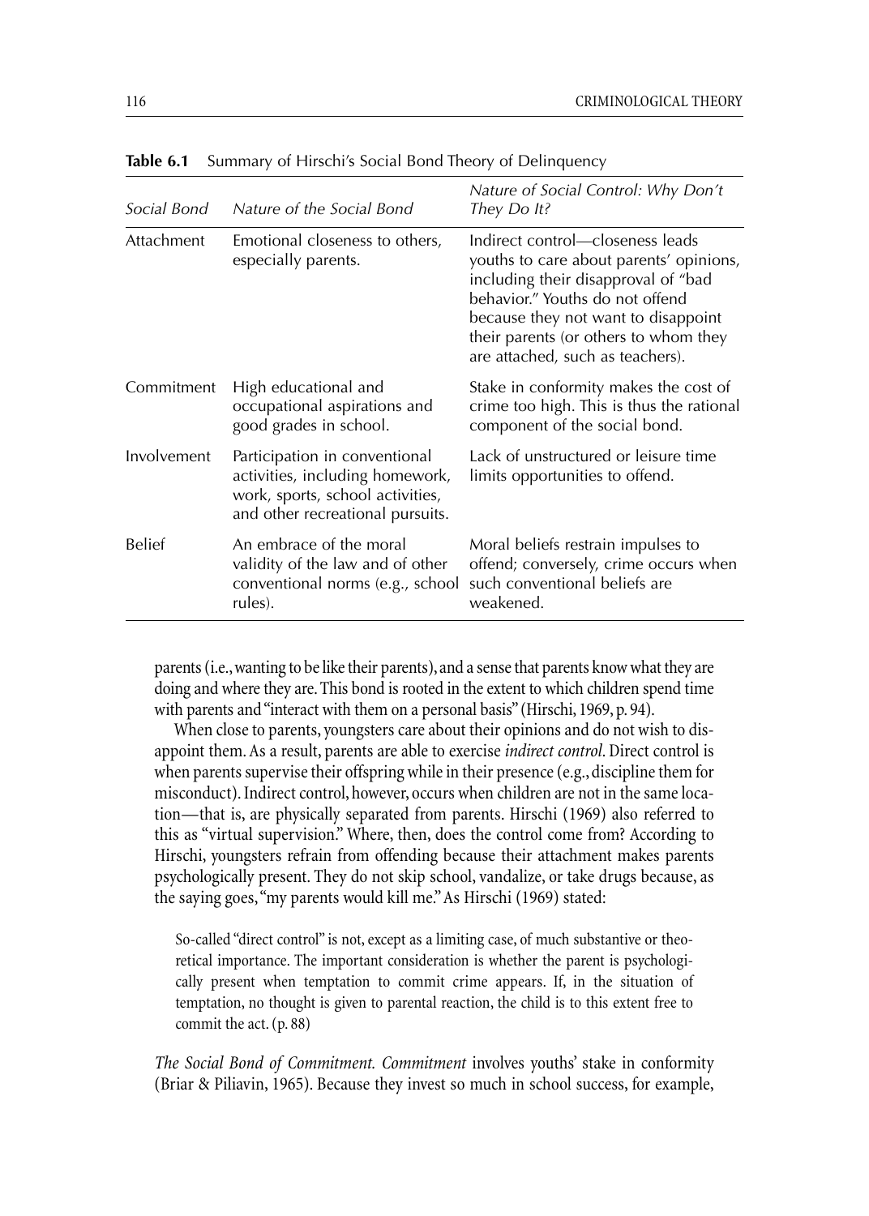**Table 6.1** Summary of Hirschi's Social Bond Theory of Delinquency

| *Social Bond* | *Nature of the Social Bond* | *Nature of Social Control: Why Don't They Do It?* |
|---|---|---|
| Attachment | Emotional closeness to others, especially parents. | Indirect control—closeness leads youths to care about parents' opinions, including their disapproval of "bad behavior." Youths do not offend because they not want to disappoint their parents (or others to whom they are attached, such as teachers). |
| Commitment | High educational and occupational aspirations and good grades in school. | Stake in conformity makes the cost of crime too high. This is thus the rational component of the social bond. |
| Involvement | Participation in conventional activities, including homework, work, sports, school activities, and other recreational pursuits. | Lack of unstructured or leisure time limits opportunities to offend. |
| Belief | An embrace of the moral validity of the law and of other conventional norms (e.g., school rules). | Moral beliefs restrain impulses to offend; conversely, crime occurs when such conventional beliefs are weakened. |

parents (i.e., wanting to be like their parents), and a sense that parents know what they are doing and where they are. This bond is rooted in the extent to which children spend time with parents and "interact with them on a personal basis" (Hirschi, 1969, p. 94).

When close to parents, youngsters care about their opinions and do not wish to disappoint them. As a result, parents are able to exercise *indirect control*. Direct control is when parents supervise their offspring while in their presence (e.g., discipline them for misconduct). Indirect control, however, occurs when children are not in the same location—that is, are physically separated from parents. Hirschi (1969) also referred to this as "virtual supervision." Where, then, does the control come from? According to Hirschi, youngsters refrain from offending because their attachment makes parents psychologically present. They do not skip school, vandalize, or take drugs because, as the saying goes, "my parents would kill me." As Hirschi (1969) stated:

> So-called "direct control" is not, except as a limiting case, of much substantive or theoretical importance. The important consideration is whether the parent is psychologically present when temptation to commit crime appears. If, in the situation of temptation, no thought is given to parental reaction, the child is to this extent free to commit the act. (p. 88)

*The Social Bond of Commitment. Commitment* involves youths' stake in conformity (Briar & Piliavin, 1965). Because they invest so much in school success, for example,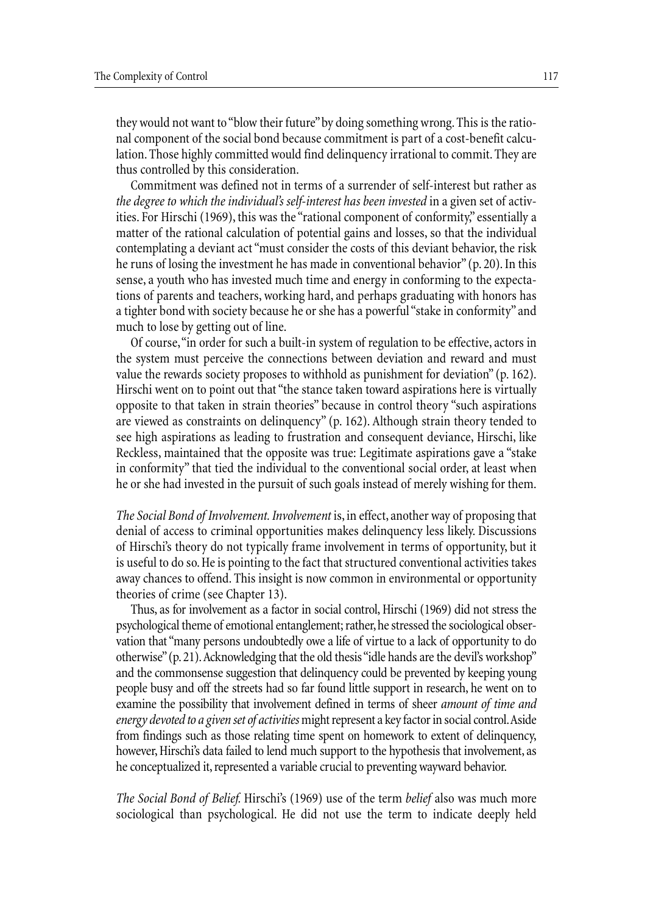they would not want to "blow their future" by doing something wrong. This is the rational component of the social bond because commitment is part of a cost-benefit calculation. Those highly committed would find delinquency irrational to commit. They are thus controlled by this consideration.

Commitment was defined not in terms of a surrender of self-interest but rather as *the degree to which the individual's self-interest has been invested* in a given set of activities. For Hirschi (1969), this was the "rational component of conformity," essentially a matter of the rational calculation of potential gains and losses, so that the individual contemplating a deviant act "must consider the costs of this deviant behavior, the risk he runs of losing the investment he has made in conventional behavior" (p. 20). In this sense, a youth who has invested much time and energy in conforming to the expectations of parents and teachers, working hard, and perhaps graduating with honors has a tighter bond with society because he or she has a powerful "stake in conformity" and much to lose by getting out of line.

Of course, "in order for such a built-in system of regulation to be effective, actors in the system must perceive the connections between deviation and reward and must value the rewards society proposes to withhold as punishment for deviation" (p. 162). Hirschi went on to point out that "the stance taken toward aspirations here is virtually opposite to that taken in strain theories" because in control theory "such aspirations are viewed as constraints on delinquency" (p. 162). Although strain theory tended to see high aspirations as leading to frustration and consequent deviance, Hirschi, like Reckless, maintained that the opposite was true: Legitimate aspirations gave a "stake in conformity" that tied the individual to the conventional social order, at least when he or she had invested in the pursuit of such goals instead of merely wishing for them.

*The Social Bond of Involvement. Involvement* is, in effect, another way of proposing that denial of access to criminal opportunities makes delinquency less likely. Discussions of Hirschi's theory do not typically frame involvement in terms of opportunity, but it is useful to do so. He is pointing to the fact that structured conventional activities takes away chances to offend. This insight is now common in environmental or opportunity theories of crime (see Chapter 13).

Thus, as for involvement as a factor in social control, Hirschi (1969) did not stress the psychological theme of emotional entanglement; rather, he stressed the sociological observation that "many persons undoubtedly owe a life of virtue to a lack of opportunity to do otherwise" (p. 21). Acknowledging that the old thesis "idle hands are the devil's workshop" and the commonsense suggestion that delinquency could be prevented by keeping young people busy and off the streets had so far found little support in research, he went on to examine the possibility that involvement defined in terms of sheer *amount of time and energy devoted to a given set of activities* might represent a key factor in social control. Aside from findings such as those relating time spent on homework to extent of delinquency, however, Hirschi's data failed to lend much support to the hypothesis that involvement, as he conceptualized it, represented a variable crucial to preventing wayward behavior.

*The Social Bond of Belief.* Hirschi's (1969) use of the term *belief* also was much more sociological than psychological. He did not use the term to indicate deeply held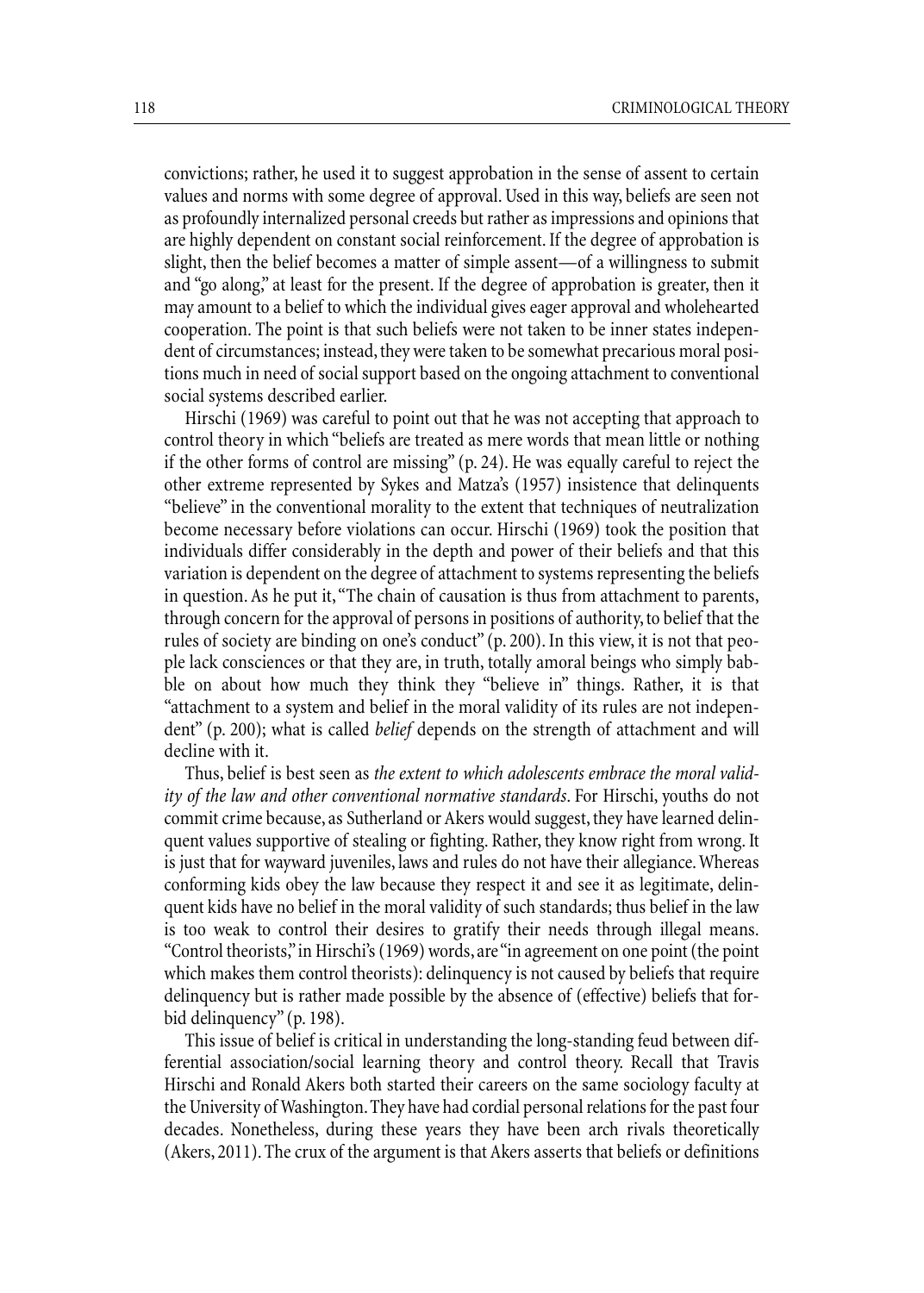convictions; rather, he used it to suggest approbation in the sense of assent to certain values and norms with some degree of approval. Used in this way, beliefs are seen not as profoundly internalized personal creeds but rather as impressions and opinions that are highly dependent on constant social reinforcement. If the degree of approbation is slight, then the belief becomes a matter of simple assent—of a willingness to submit and "go along," at least for the present. If the degree of approbation is greater, then it may amount to a belief to which the individual gives eager approval and wholehearted cooperation. The point is that such beliefs were not taken to be inner states independent of circumstances; instead, they were taken to be somewhat precarious moral positions much in need of social support based on the ongoing attachment to conventional social systems described earlier.

Hirschi (1969) was careful to point out that he was not accepting that approach to control theory in which "beliefs are treated as mere words that mean little or nothing if the other forms of control are missing" (p. 24). He was equally careful to reject the other extreme represented by Sykes and Matza's (1957) insistence that delinquents "believe" in the conventional morality to the extent that techniques of neutralization become necessary before violations can occur. Hirschi (1969) took the position that individuals differ considerably in the depth and power of their beliefs and that this variation is dependent on the degree of attachment to systems representing the beliefs in question. As he put it, "The chain of causation is thus from attachment to parents, through concern for the approval of persons in positions of authority, to belief that the rules of society are binding on one's conduct" (p. 200). In this view, it is not that people lack consciences or that they are, in truth, totally amoral beings who simply babble on about how much they think they "believe in" things. Rather, it is that "attachment to a system and belief in the moral validity of its rules are not independent" (p. 200); what is called *belief* depends on the strength of attachment and will decline with it.

Thus, belief is best seen as *the extent to which adolescents embrace the moral validity of the law and other conventional normative standards*. For Hirschi, youths do not commit crime because, as Sutherland or Akers would suggest, they have learned delinquent values supportive of stealing or fighting. Rather, they know right from wrong. It is just that for wayward juveniles, laws and rules do not have their allegiance. Whereas conforming kids obey the law because they respect it and see it as legitimate, delinquent kids have no belief in the moral validity of such standards; thus belief in the law is too weak to control their desires to gratify their needs through illegal means. "Control theorists," in Hirschi's (1969) words, are "in agreement on one point (the point which makes them control theorists): delinquency is not caused by beliefs that require delinquency but is rather made possible by the absence of (effective) beliefs that forbid delinquency" (p. 198).

This issue of belief is critical in understanding the long-standing feud between differential association/social learning theory and control theory. Recall that Travis Hirschi and Ronald Akers both started their careers on the same sociology faculty at the University of Washington. They have had cordial personal relations for the past four decades. Nonetheless, during these years they have been arch rivals theoretically (Akers, 2011). The crux of the argument is that Akers asserts that beliefs or definitions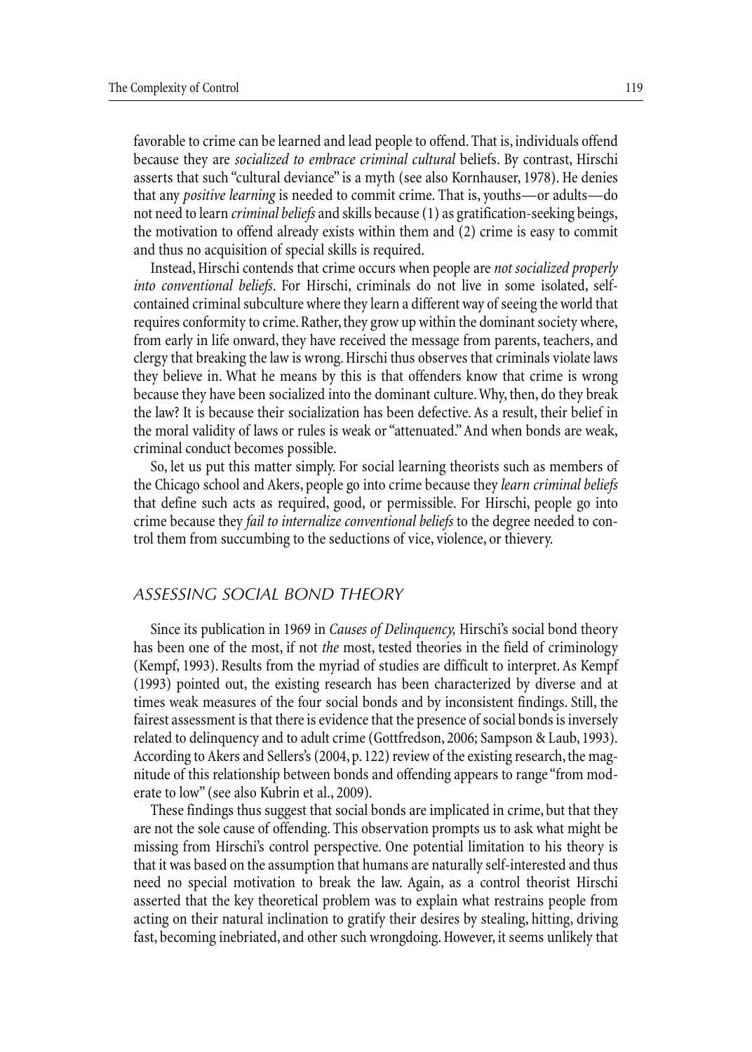favorable to crime can be learned and lead people to offend. That is, individuals offend because they are *socialized to embrace criminal cultural* beliefs. By contrast, Hirschi asserts that such "cultural deviance" is a myth (see also Kornhauser, 1978). He denies that any *positive learning* is needed to commit crime. That is, youths—or adults—do not need to learn *criminal beliefs* and skills because (1) as gratification-seeking beings, the motivation to offend already exists within them and (2) crime is easy to commit and thus no acquisition of special skills is required.

Instead, Hirschi contends that crime occurs when people are *not socialized properly into conventional beliefs*. For Hirschi, criminals do not live in some isolated, self-contained criminal subculture where they learn a different way of seeing the world that requires conformity to crime. Rather, they grow up within the dominant society where, from early in life onward, they have received the message from parents, teachers, and clergy that breaking the law is wrong. Hirschi thus observes that criminals violate laws they believe in. What he means by this is that offenders know that crime is wrong because they have been socialized into the dominant culture. Why, then, do they break the law? It is because their socialization has been defective. As a result, their belief in the moral validity of laws or rules is weak or "attenuated." And when bonds are weak, criminal conduct becomes possible.

So, let us put this matter simply. For social learning theorists such as members of the Chicago school and Akers, people go into crime because they *learn criminal beliefs* that define such acts as required, good, or permissible. For Hirschi, people go into crime because they *fail to internalize conventional beliefs* to the degree needed to control them from succumbing to the seductions of vice, violence, or thievery.

## ASSESSING SOCIAL BOND THEORY

Since its publication in 1969 in *Causes of Delinquency,* Hirschi's social bond theory has been one of the most, if not *the* most, tested theories in the field of criminology (Kempf, 1993). Results from the myriad of studies are difficult to interpret. As Kempf (1993) pointed out, the existing research has been characterized by diverse and at times weak measures of the four social bonds and by inconsistent findings. Still, the fairest assessment is that there is evidence that the presence of social bonds is inversely related to delinquency and to adult crime (Gottfredson, 2006; Sampson & Laub, 1993). According to Akers and Sellers's (2004, p. 122) review of the existing research, the magnitude of this relationship between bonds and offending appears to range "from moderate to low" (see also Kubrin et al., 2009).

These findings thus suggest that social bonds are implicated in crime, but that they are not the sole cause of offending. This observation prompts us to ask what might be missing from Hirschi's control perspective. One potential limitation to his theory is that it was based on the assumption that humans are naturally self-interested and thus need no special motivation to break the law. Again, as a control theorist Hirschi asserted that the key theoretical problem was to explain what restrains people from acting on their natural inclination to gratify their desires by stealing, hitting, driving fast, becoming inebriated, and other such wrongdoing. However, it seems unlikely that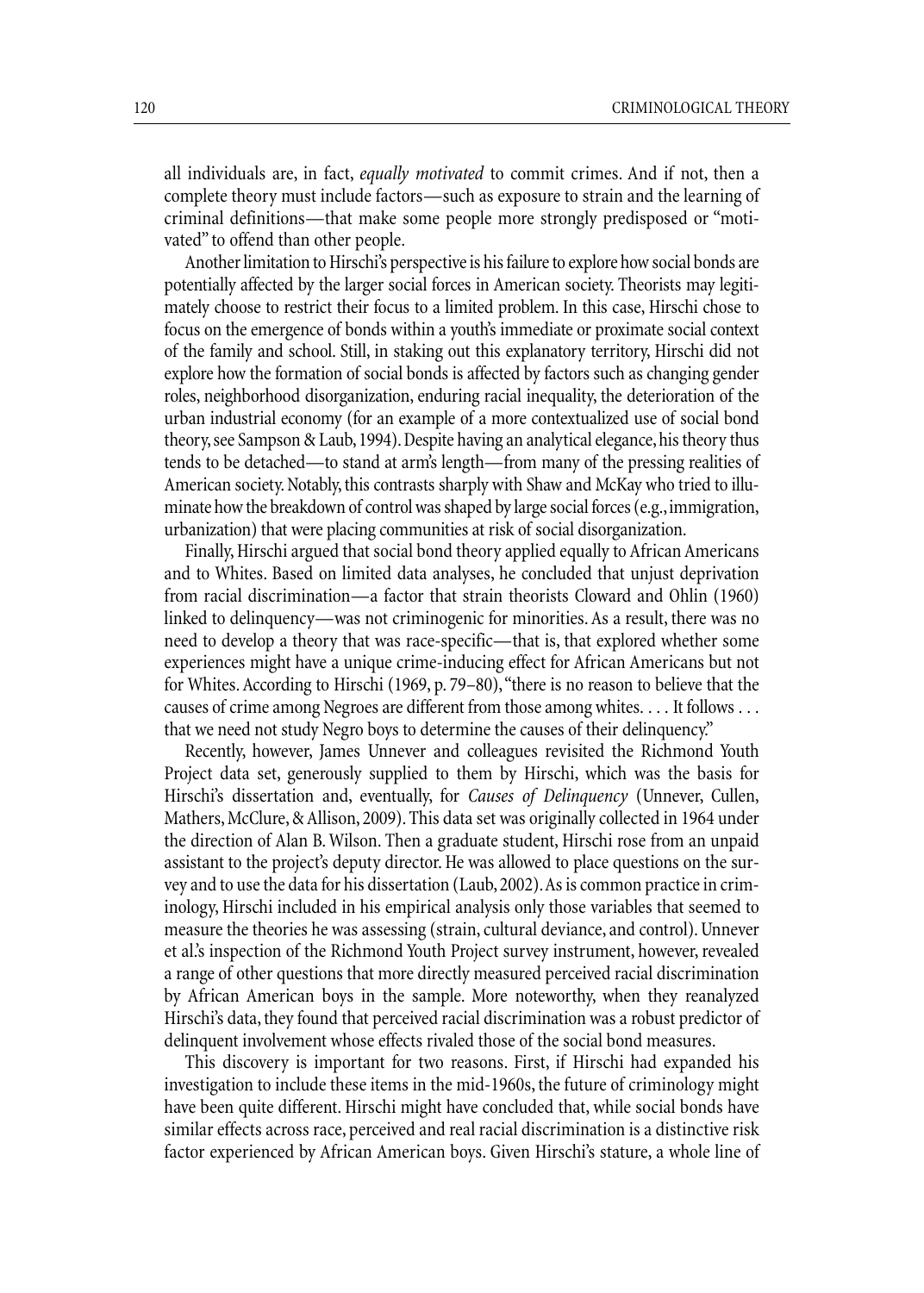all individuals are, in fact, *equally motivated* to commit crimes. And if not, then a complete theory must include factors—such as exposure to strain and the learning of criminal definitions—that make some people more strongly predisposed or "motivated" to offend than other people.

Another limitation to Hirschi's perspective is his failure to explore how social bonds are potentially affected by the larger social forces in American society. Theorists may legitimately choose to restrict their focus to a limited problem. In this case, Hirschi chose to focus on the emergence of bonds within a youth's immediate or proximate social context of the family and school. Still, in staking out this explanatory territory, Hirschi did not explore how the formation of social bonds is affected by factors such as changing gender roles, neighborhood disorganization, enduring racial inequality, the deterioration of the urban industrial economy (for an example of a more contextualized use of social bond theory, see Sampson & Laub, 1994). Despite having an analytical elegance, his theory thus tends to be detached—to stand at arm's length—from many of the pressing realities of American society. Notably, this contrasts sharply with Shaw and McKay who tried to illuminate how the breakdown of control was shaped by large social forces (e.g., immigration, urbanization) that were placing communities at risk of social disorganization.

Finally, Hirschi argued that social bond theory applied equally to African Americans and to Whites. Based on limited data analyses, he concluded that unjust deprivation from racial discrimination—a factor that strain theorists Cloward and Ohlin (1960) linked to delinquency—was not criminogenic for minorities. As a result, there was no need to develop a theory that was race-specific—that is, that explored whether some experiences might have a unique crime-inducing effect for African Americans but not for Whites. According to Hirschi (1969, p. 79–80), "there is no reason to believe that the causes of crime among Negroes are different from those among whites. . . . It follows . . . that we need not study Negro boys to determine the causes of their delinquency."

Recently, however, James Unnever and colleagues revisited the Richmond Youth Project data set, generously supplied to them by Hirschi, which was the basis for Hirschi's dissertation and, eventually, for *Causes of Delinquency* (Unnever, Cullen, Mathers, McClure, & Allison, 2009). This data set was originally collected in 1964 under the direction of Alan B. Wilson. Then a graduate student, Hirschi rose from an unpaid assistant to the project's deputy director. He was allowed to place questions on the survey and to use the data for his dissertation (Laub, 2002). As is common practice in criminology, Hirschi included in his empirical analysis only those variables that seemed to measure the theories he was assessing (strain, cultural deviance, and control). Unnever et al.'s inspection of the Richmond Youth Project survey instrument, however, revealed a range of other questions that more directly measured perceived racial discrimination by African American boys in the sample. More noteworthy, when they reanalyzed Hirschi's data, they found that perceived racial discrimination was a robust predictor of delinquent involvement whose effects rivaled those of the social bond measures.

This discovery is important for two reasons. First, if Hirschi had expanded his investigation to include these items in the mid-1960s, the future of criminology might have been quite different. Hirschi might have concluded that, while social bonds have similar effects across race, perceived and real racial discrimination is a distinctive risk factor experienced by African American boys. Given Hirschi's stature, a whole line of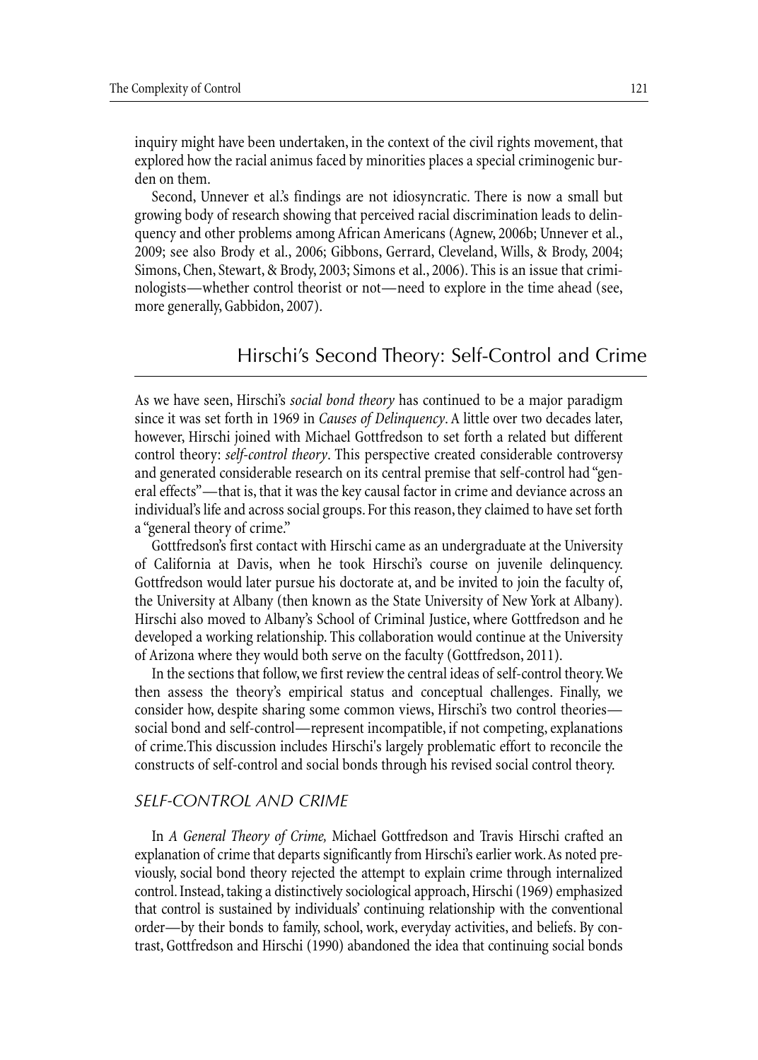inquiry might have been undertaken, in the context of the civil rights movement, that explored how the racial animus faced by minorities places a special criminogenic burden on them.

Second, Unnever et al.'s findings are not idiosyncratic. There is now a small but growing body of research showing that perceived racial discrimination leads to delinquency and other problems among African Americans (Agnew, 2006b; Unnever et al., 2009; see also Brody et al., 2006; Gibbons, Gerrard, Cleveland, Wills, & Brody, 2004; Simons, Chen, Stewart, & Brody, 2003; Simons et al., 2006). This is an issue that criminologists—whether control theorist or not—need to explore in the time ahead (see, more generally, Gabbidon, 2007).

## Hirschi's Second Theory: Self-Control and Crime

As we have seen, Hirschi's *social bond theory* has continued to be a major paradigm since it was set forth in 1969 in *Causes of Delinquency*. A little over two decades later, however, Hirschi joined with Michael Gottfredson to set forth a related but different control theory: *self-control theory*. This perspective created considerable controversy and generated considerable research on its central premise that self-control had "general effects"—that is, that it was the key causal factor in crime and deviance across an individual's life and across social groups. For this reason, they claimed to have set forth a "general theory of crime."

Gottfredson's first contact with Hirschi came as an undergraduate at the University of California at Davis, when he took Hirschi's course on juvenile delinquency. Gottfredson would later pursue his doctorate at, and be invited to join the faculty of, the University at Albany (then known as the State University of New York at Albany). Hirschi also moved to Albany's School of Criminal Justice, where Gottfredson and he developed a working relationship. This collaboration would continue at the University of Arizona where they would both serve on the faculty (Gottfredson, 2011).

In the sections that follow, we first review the central ideas of self-control theory. We then assess the theory's empirical status and conceptual challenges. Finally, we consider how, despite sharing some common views, Hirschi's two control theories—social bond and self-control—represent incompatible, if not competing, explanations of crime. This discussion includes Hirschi's largely problematic effort to reconcile the constructs of self-control and social bonds through his revised social control theory.

### SELF-CONTROL AND CRIME

In *A General Theory of Crime,* Michael Gottfredson and Travis Hirschi crafted an explanation of crime that departs significantly from Hirschi's earlier work. As noted previously, social bond theory rejected the attempt to explain crime through internalized control. Instead, taking a distinctively sociological approach, Hirschi (1969) emphasized that control is sustained by individuals' continuing relationship with the conventional order—by their bonds to family, school, work, everyday activities, and beliefs. By contrast, Gottfredson and Hirschi (1990) abandoned the idea that continuing social bonds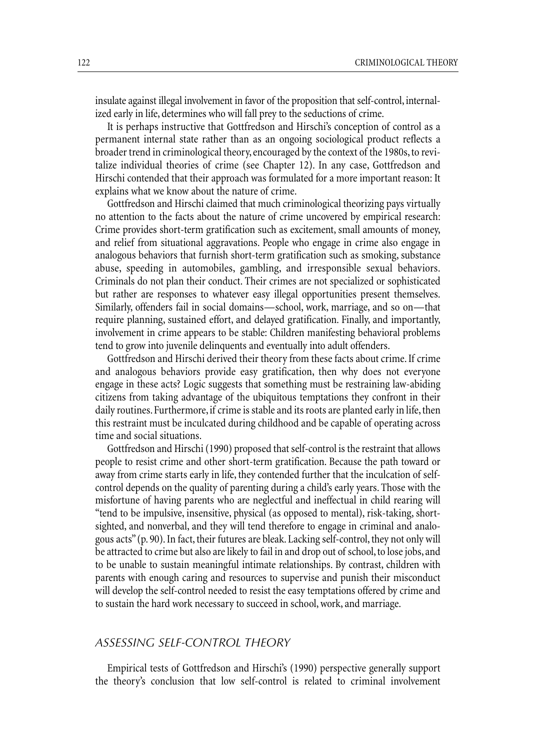insulate against illegal involvement in favor of the proposition that self-control, internalized early in life, determines who will fall prey to the seductions of crime.

It is perhaps instructive that Gottfredson and Hirschi's conception of control as a permanent internal state rather than as an ongoing sociological product reflects a broader trend in criminological theory, encouraged by the context of the 1980s, to revitalize individual theories of crime (see Chapter 12). In any case, Gottfredson and Hirschi contended that their approach was formulated for a more important reason: It explains what we know about the nature of crime.

Gottfredson and Hirschi claimed that much criminological theorizing pays virtually no attention to the facts about the nature of crime uncovered by empirical research: Crime provides short-term gratification such as excitement, small amounts of money, and relief from situational aggravations. People who engage in crime also engage in analogous behaviors that furnish short-term gratification such as smoking, substance abuse, speeding in automobiles, gambling, and irresponsible sexual behaviors. Criminals do not plan their conduct. Their crimes are not specialized or sophisticated but rather are responses to whatever easy illegal opportunities present themselves. Similarly, offenders fail in social domains—school, work, marriage, and so on—that require planning, sustained effort, and delayed gratification. Finally, and importantly, involvement in crime appears to be stable: Children manifesting behavioral problems tend to grow into juvenile delinquents and eventually into adult offenders.

Gottfredson and Hirschi derived their theory from these facts about crime. If crime and analogous behaviors provide easy gratification, then why does not everyone engage in these acts? Logic suggests that something must be restraining law-abiding citizens from taking advantage of the ubiquitous temptations they confront in their daily routines. Furthermore, if crime is stable and its roots are planted early in life, then this restraint must be inculcated during childhood and be capable of operating across time and social situations.

Gottfredson and Hirschi (1990) proposed that self-control is the restraint that allows people to resist crime and other short-term gratification. Because the path toward or away from crime starts early in life, they contended further that the inculcation of self-control depends on the quality of parenting during a child's early years. Those with the misfortune of having parents who are neglectful and ineffectual in child rearing will "tend to be impulsive, insensitive, physical (as opposed to mental), risk-taking, shortsighted, and nonverbal, and they will tend therefore to engage in criminal and analogous acts" (p. 90). In fact, their futures are bleak. Lacking self-control, they not only will be attracted to crime but also are likely to fail in and drop out of school, to lose jobs, and to be unable to sustain meaningful intimate relationships. By contrast, children with parents with enough caring and resources to supervise and punish their misconduct will develop the self-control needed to resist the easy temptations offered by crime and to sustain the hard work necessary to succeed in school, work, and marriage.

### *ASSESSING SELF-CONTROL THEORY*

Empirical tests of Gottfredson and Hirschi's (1990) perspective generally support the theory's conclusion that low self-control is related to criminal involvement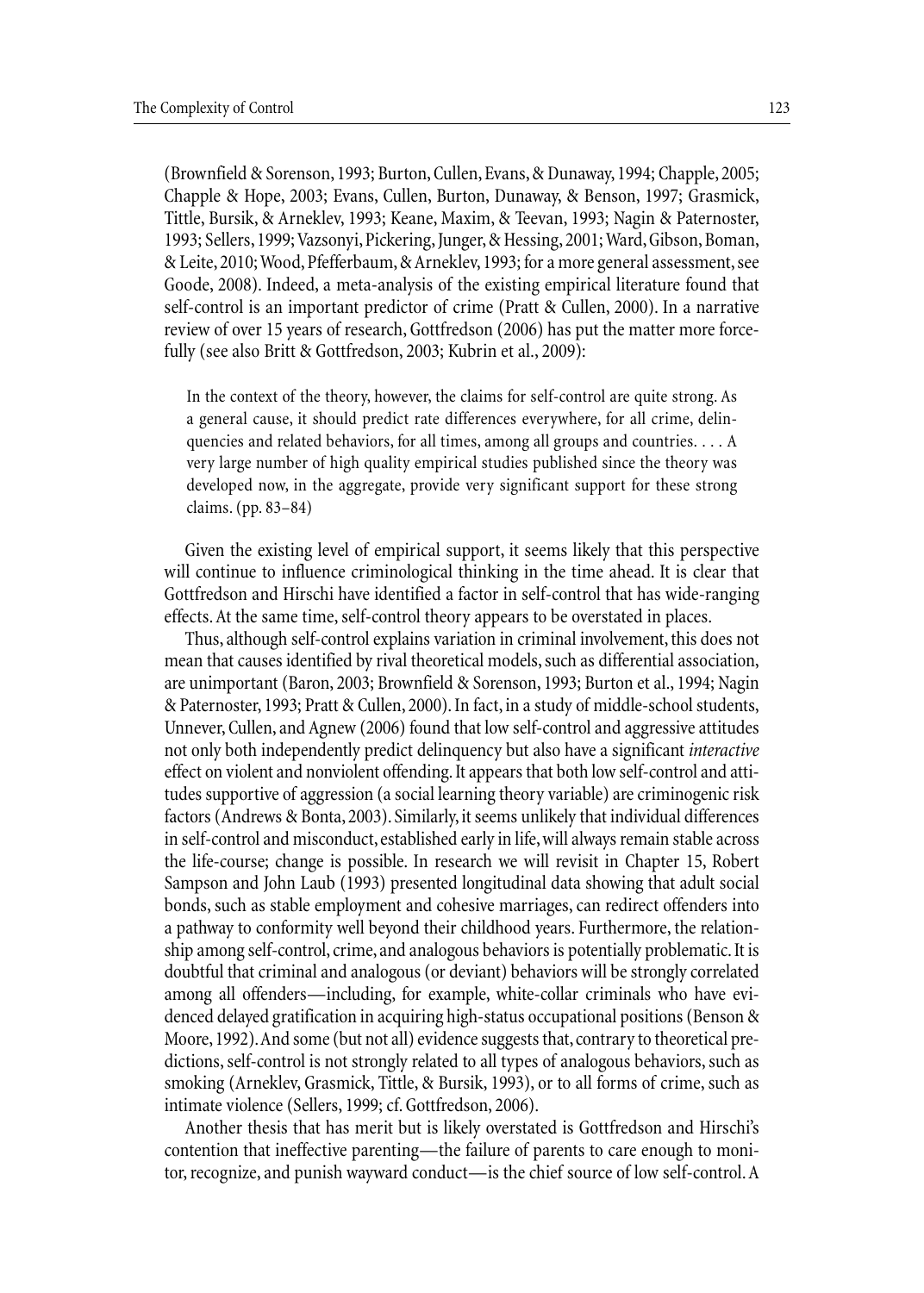(Brownfield & Sorenson, 1993; Burton, Cullen, Evans, & Dunaway, 1994; Chapple, 2005; Chapple & Hope, 2003; Evans, Cullen, Burton, Dunaway, & Benson, 1997; Grasmick, Tittle, Bursik, & Arneklev, 1993; Keane, Maxim, & Teevan, 1993; Nagin & Paternoster, 1993; Sellers, 1999; Vazsonyi, Pickering, Junger, & Hessing, 2001; Ward, Gibson, Boman, & Leite, 2010; Wood, Pfefferbaum, & Arneklev, 1993; for a more general assessment, see Goode, 2008). Indeed, a meta-analysis of the existing empirical literature found that self-control is an important predictor of crime (Pratt & Cullen, 2000). In a narrative review of over 15 years of research, Gottfredson (2006) has put the matter more forcefully (see also Britt & Gottfredson, 2003; Kubrin et al., 2009):

> In the context of the theory, however, the claims for self-control are quite strong. As a general cause, it should predict rate differences everywhere, for all crime, delinquencies and related behaviors, for all times, among all groups and countries. . . . A very large number of high quality empirical studies published since the theory was developed now, in the aggregate, provide very significant support for these strong claims. (pp. 83–84)

Given the existing level of empirical support, it seems likely that this perspective will continue to influence criminological thinking in the time ahead. It is clear that Gottfredson and Hirschi have identified a factor in self-control that has wide-ranging effects. At the same time, self-control theory appears to be overstated in places.

Thus, although self-control explains variation in criminal involvement, this does not mean that causes identified by rival theoretical models, such as differential association, are unimportant (Baron, 2003; Brownfield & Sorenson, 1993; Burton et al., 1994; Nagin & Paternoster, 1993; Pratt & Cullen, 2000). In fact, in a study of middle-school students, Unnever, Cullen, and Agnew (2006) found that low self-control and aggressive attitudes not only both independently predict delinquency but also have a significant *interactive* effect on violent and nonviolent offending. It appears that both low self-control and attitudes supportive of aggression (a social learning theory variable) are criminogenic risk factors (Andrews & Bonta, 2003). Similarly, it seems unlikely that individual differences in self-control and misconduct, established early in life, will always remain stable across the life-course; change is possible. In research we will revisit in Chapter 15, Robert Sampson and John Laub (1993) presented longitudinal data showing that adult social bonds, such as stable employment and cohesive marriages, can redirect offenders into a pathway to conformity well beyond their childhood years. Furthermore, the relationship among self-control, crime, and analogous behaviors is potentially problematic. It is doubtful that criminal and analogous (or deviant) behaviors will be strongly correlated among all offenders—including, for example, white-collar criminals who have evidenced delayed gratification in acquiring high-status occupational positions (Benson & Moore, 1992). And some (but not all) evidence suggests that, contrary to theoretical predictions, self-control is not strongly related to all types of analogous behaviors, such as smoking (Arneklev, Grasmick, Tittle, & Bursik, 1993), or to all forms of crime, such as intimate violence (Sellers, 1999; cf. Gottfredson, 2006).

Another thesis that has merit but is likely overstated is Gottfredson and Hirschi's contention that ineffective parenting—the failure of parents to care enough to monitor, recognize, and punish wayward conduct—is the chief source of low self-control. A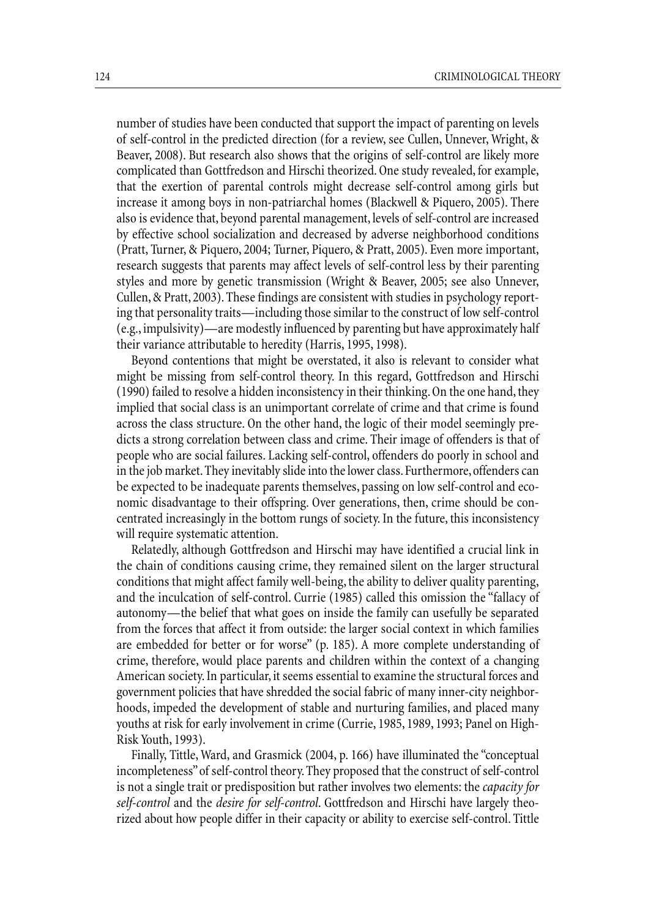number of studies have been conducted that support the impact of parenting on levels of self-control in the predicted direction (for a review, see Cullen, Unnever, Wright, & Beaver, 2008). But research also shows that the origins of self-control are likely more complicated than Gottfredson and Hirschi theorized. One study revealed, for example, that the exertion of parental controls might decrease self-control among girls but increase it among boys in non-patriarchal homes (Blackwell & Piquero, 2005). There also is evidence that, beyond parental management, levels of self-control are increased by effective school socialization and decreased by adverse neighborhood conditions (Pratt, Turner, & Piquero, 2004; Turner, Piquero, & Pratt, 2005). Even more important, research suggests that parents may affect levels of self-control less by their parenting styles and more by genetic transmission (Wright & Beaver, 2005; see also Unnever, Cullen, & Pratt, 2003). These findings are consistent with studies in psychology reporting that personality traits—including those similar to the construct of low self-control (e.g., impulsivity)—are modestly influenced by parenting but have approximately half their variance attributable to heredity (Harris, 1995, 1998).

Beyond contentions that might be overstated, it also is relevant to consider what might be missing from self-control theory. In this regard, Gottfredson and Hirschi (1990) failed to resolve a hidden inconsistency in their thinking. On the one hand, they implied that social class is an unimportant correlate of crime and that crime is found across the class structure. On the other hand, the logic of their model seemingly predicts a strong correlation between class and crime. Their image of offenders is that of people who are social failures. Lacking self-control, offenders do poorly in school and in the job market. They inevitably slide into the lower class. Furthermore, offenders can be expected to be inadequate parents themselves, passing on low self-control and economic disadvantage to their offspring. Over generations, then, crime should be concentrated increasingly in the bottom rungs of society. In the future, this inconsistency will require systematic attention.

Relatedly, although Gottfredson and Hirschi may have identified a crucial link in the chain of conditions causing crime, they remained silent on the larger structural conditions that might affect family well-being, the ability to deliver quality parenting, and the inculcation of self-control. Currie (1985) called this omission the "fallacy of autonomy—the belief that what goes on inside the family can usefully be separated from the forces that affect it from outside: the larger social context in which families are embedded for better or for worse" (p. 185). A more complete understanding of crime, therefore, would place parents and children within the context of a changing American society. In particular, it seems essential to examine the structural forces and government policies that have shredded the social fabric of many inner-city neighborhoods, impeded the development of stable and nurturing families, and placed many youths at risk for early involvement in crime (Currie, 1985, 1989, 1993; Panel on High-Risk Youth, 1993).

Finally, Tittle, Ward, and Grasmick (2004, p. 166) have illuminated the "conceptual incompleteness" of self-control theory. They proposed that the construct of self-control is not a single trait or predisposition but rather involves two elements: the *capacity for self-control* and the *desire for self-control*. Gottfredson and Hirschi have largely theorized about how people differ in their capacity or ability to exercise self-control. Tittle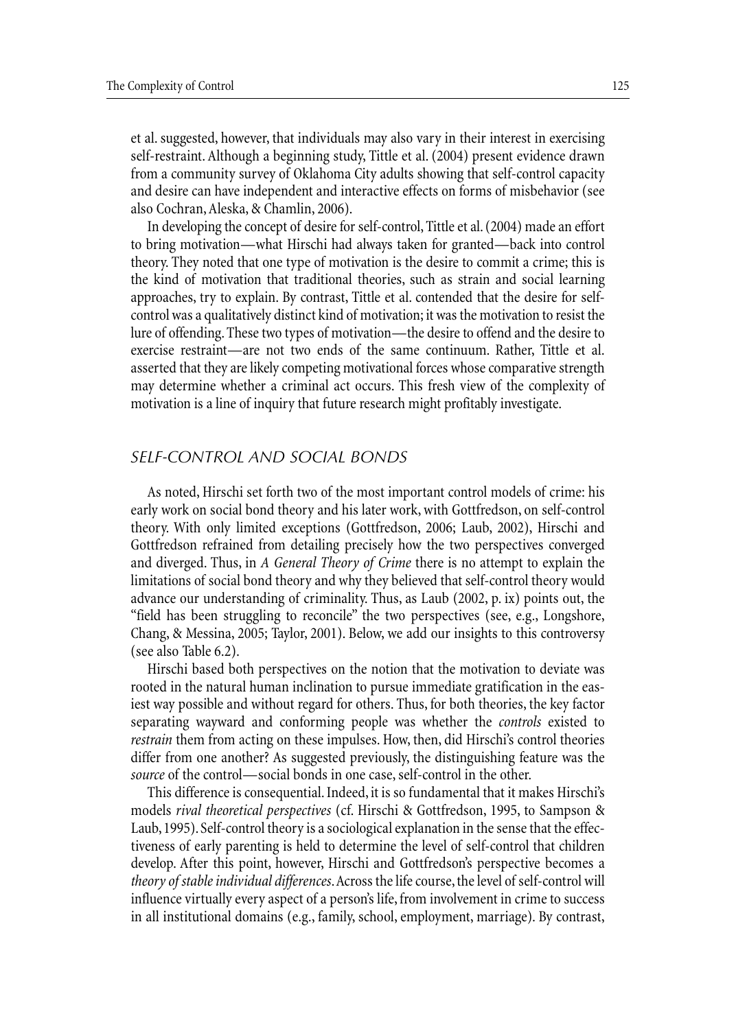et al. suggested, however, that individuals may also vary in their interest in exercising self-restraint. Although a beginning study, Tittle et al. (2004) present evidence drawn from a community survey of Oklahoma City adults showing that self-control capacity and desire can have independent and interactive effects on forms of misbehavior (see also Cochran, Aleska, & Chamlin, 2006).

In developing the concept of desire for self-control, Tittle et al. (2004) made an effort to bring motivation—what Hirschi had always taken for granted—back into control theory. They noted that one type of motivation is the desire to commit a crime; this is the kind of motivation that traditional theories, such as strain and social learning approaches, try to explain. By contrast, Tittle et al. contended that the desire for self-control was a qualitatively distinct kind of motivation; it was the motivation to resist the lure of offending. These two types of motivation—the desire to offend and the desire to exercise restraint—are not two ends of the same continuum. Rather, Tittle et al. asserted that they are likely competing motivational forces whose comparative strength may determine whether a criminal act occurs. This fresh view of the complexity of motivation is a line of inquiry that future research might profitably investigate.

## *SELF-CONTROL AND SOCIAL BONDS*

As noted, Hirschi set forth two of the most important control models of crime: his early work on social bond theory and his later work, with Gottfredson, on self-control theory. With only limited exceptions (Gottfredson, 2006; Laub, 2002), Hirschi and Gottfredson refrained from detailing precisely how the two perspectives converged and diverged. Thus, in *A General Theory of Crime* there is no attempt to explain the limitations of social bond theory and why they believed that self-control theory would advance our understanding of criminality. Thus, as Laub (2002, p. ix) points out, the "field has been struggling to reconcile" the two perspectives (see, e.g., Longshore, Chang, & Messina, 2005; Taylor, 2001). Below, we add our insights to this controversy (see also Table 6.2).

Hirschi based both perspectives on the notion that the motivation to deviate was rooted in the natural human inclination to pursue immediate gratification in the easiest way possible and without regard for others. Thus, for both theories, the key factor separating wayward and conforming people was whether the *controls* existed to *restrain* them from acting on these impulses. How, then, did Hirschi's control theories differ from one another? As suggested previously, the distinguishing feature was the *source* of the control—social bonds in one case, self-control in the other.

This difference is consequential. Indeed, it is so fundamental that it makes Hirschi's models *rival theoretical perspectives* (cf. Hirschi & Gottfredson, 1995, to Sampson & Laub, 1995). Self-control theory is a sociological explanation in the sense that the effectiveness of early parenting is held to determine the level of self-control that children develop. After this point, however, Hirschi and Gottfredson's perspective becomes a *theory of stable individual differences*. Across the life course, the level of self-control will influence virtually every aspect of a person's life, from involvement in crime to success in all institutional domains (e.g., family, school, employment, marriage). By contrast,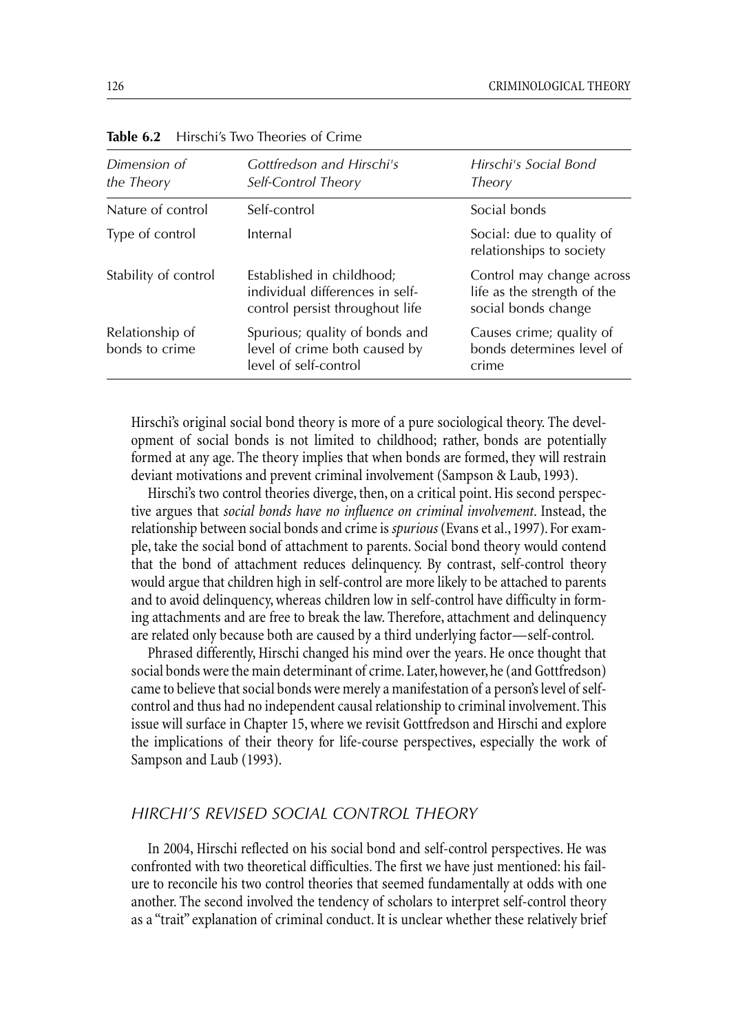**Table 6.2** Hirschi's Two Theories of Crime

| *Dimension of the Theory* | *Gottfredson and Hirschi's Self-Control Theory* | *Hirschi's Social Bond Theory* |
|---|---|---|
| Nature of control | Self-control | Social bonds |
| Type of control | Internal | Social: due to quality of relationships to society |
| Stability of control | Established in childhood; individual differences in self-control persist throughout life | Control may change across life as the strength of the social bonds change |
| Relationship of bonds to crime | Spurious; quality of bonds and level of crime both caused by level of self-control | Causes crime; quality of bonds determines level of crime |

Hirschi's original social bond theory is more of a pure sociological theory. The development of social bonds is not limited to childhood; rather, bonds are potentially formed at any age. The theory implies that when bonds are formed, they will restrain deviant motivations and prevent criminal involvement (Sampson & Laub, 1993).

Hirschi's two control theories diverge, then, on a critical point. His second perspective argues that *social bonds have no influence on criminal involvement*. Instead, the relationship between social bonds and crime is *spurious* (Evans et al., 1997). For example, take the social bond of attachment to parents. Social bond theory would contend that the bond of attachment reduces delinquency. By contrast, self-control theory would argue that children high in self-control are more likely to be attached to parents and to avoid delinquency, whereas children low in self-control have difficulty in forming attachments and are free to break the law. Therefore, attachment and delinquency are related only because both are caused by a third underlying factor—self-control.

Phrased differently, Hirschi changed his mind over the years. He once thought that social bonds were the main determinant of crime. Later, however, he (and Gottfredson) came to believe that social bonds were merely a manifestation of a person's level of self-control and thus had no independent causal relationship to criminal involvement. This issue will surface in Chapter 15, where we revisit Gottfredson and Hirschi and explore the implications of their theory for life-course perspectives, especially the work of Sampson and Laub (1993).

## *HIRCHI'S REVISED SOCIAL CONTROL THEORY*

In 2004, Hirschi reflected on his social bond and self-control perspectives. He was confronted with two theoretical difficulties. The first we have just mentioned: his failure to reconcile his two control theories that seemed fundamentally at odds with one another. The second involved the tendency of scholars to interpret self-control theory as a "trait" explanation of criminal conduct. It is unclear whether these relatively brief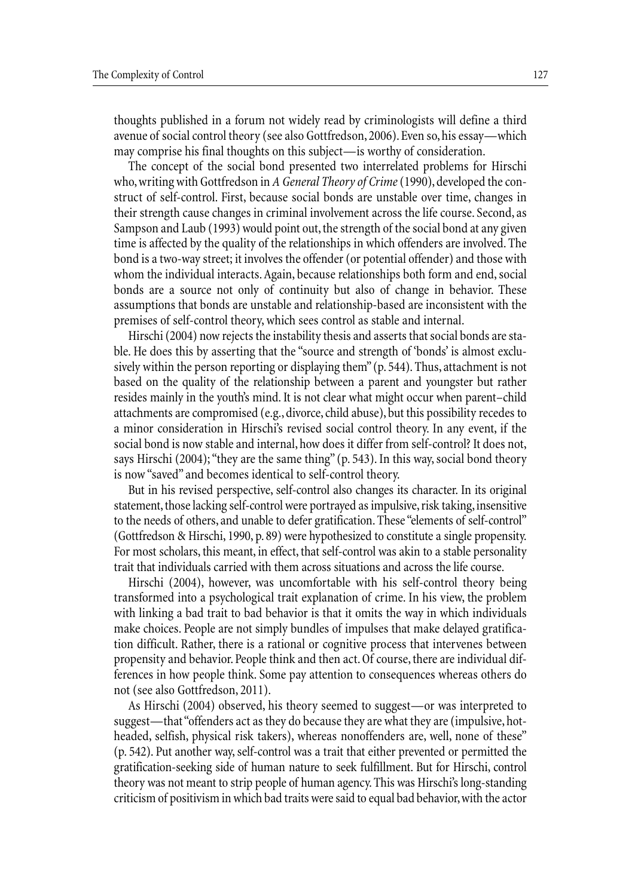thoughts published in a forum not widely read by criminologists will define a third avenue of social control theory (see also Gottfredson, 2006). Even so, his essay—which may comprise his final thoughts on this subject—is worthy of consideration.

The concept of the social bond presented two interrelated problems for Hirschi who, writing with Gottfredson in *A General Theory of Crime* (1990), developed the construct of self-control. First, because social bonds are unstable over time, changes in their strength cause changes in criminal involvement across the life course. Second, as Sampson and Laub (1993) would point out, the strength of the social bond at any given time is affected by the quality of the relationships in which offenders are involved. The bond is a two-way street; it involves the offender (or potential offender) and those with whom the individual interacts. Again, because relationships both form and end, social bonds are a source not only of continuity but also of change in behavior. These assumptions that bonds are unstable and relationship-based are inconsistent with the premises of self-control theory, which sees control as stable and internal.

Hirschi (2004) now rejects the instability thesis and asserts that social bonds are stable. He does this by asserting that the "source and strength of 'bonds' is almost exclusively within the person reporting or displaying them" (p. 544). Thus, attachment is not based on the quality of the relationship between a parent and youngster but rather resides mainly in the youth's mind. It is not clear what might occur when parent–child attachments are compromised (e.g., divorce, child abuse), but this possibility recedes to a minor consideration in Hirschi's revised social control theory. In any event, if the social bond is now stable and internal, how does it differ from self-control? It does not, says Hirschi (2004); "they are the same thing" (p. 543). In this way, social bond theory is now "saved" and becomes identical to self-control theory.

But in his revised perspective, self-control also changes its character. In its original statement, those lacking self-control were portrayed as impulsive, risk taking, insensitive to the needs of others, and unable to defer gratification. These "elements of self-control" (Gottfredson & Hirschi, 1990, p. 89) were hypothesized to constitute a single propensity. For most scholars, this meant, in effect, that self-control was akin to a stable personality trait that individuals carried with them across situations and across the life course.

Hirschi (2004), however, was uncomfortable with his self-control theory being transformed into a psychological trait explanation of crime. In his view, the problem with linking a bad trait to bad behavior is that it omits the way in which individuals make choices. People are not simply bundles of impulses that make delayed gratification difficult. Rather, there is a rational or cognitive process that intervenes between propensity and behavior. People think and then act. Of course, there are individual differences in how people think. Some pay attention to consequences whereas others do not (see also Gottfredson, 2011).

As Hirschi (2004) observed, his theory seemed to suggest—or was interpreted to suggest—that "offenders act as they do because they are what they are (impulsive, hotheaded, selfish, physical risk takers), whereas nonoffenders are, well, none of these" (p. 542). Put another way, self-control was a trait that either prevented or permitted the gratification-seeking side of human nature to seek fulfillment. But for Hirschi, control theory was not meant to strip people of human agency. This was Hirschi's long-standing criticism of positivism in which bad traits were said to equal bad behavior, with the actor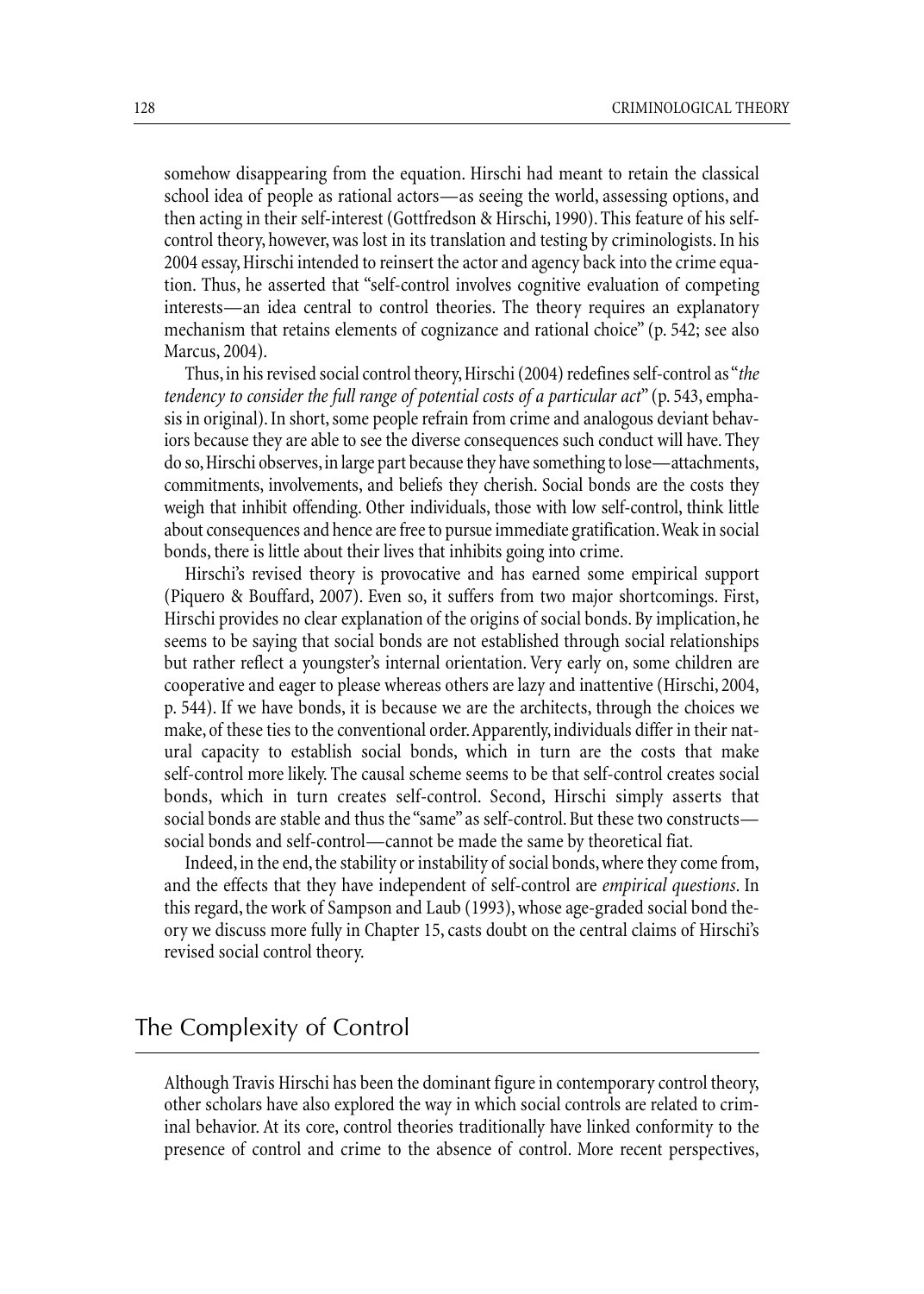somehow disappearing from the equation. Hirschi had meant to retain the classical school idea of people as rational actors—as seeing the world, assessing options, and then acting in their self-interest (Gottfredson & Hirschi, 1990). This feature of his self-control theory, however, was lost in its translation and testing by criminologists. In his 2004 essay, Hirschi intended to reinsert the actor and agency back into the crime equation. Thus, he asserted that "self-control involves cognitive evaluation of competing interests—an idea central to control theories. The theory requires an explanatory mechanism that retains elements of cognizance and rational choice" (p. 542; see also Marcus, 2004).

Thus, in his revised social control theory, Hirschi (2004) redefines self-control as "*the tendency to consider the full range of potential costs of a particular act*" (p. 543, emphasis in original). In short, some people refrain from crime and analogous deviant behaviors because they are able to see the diverse consequences such conduct will have. They do so, Hirschi observes, in large part because they have something to lose—attachments, commitments, involvements, and beliefs they cherish. Social bonds are the costs they weigh that inhibit offending. Other individuals, those with low self-control, think little about consequences and hence are free to pursue immediate gratification. Weak in social bonds, there is little about their lives that inhibits going into crime.

Hirschi's revised theory is provocative and has earned some empirical support (Piquero & Bouffard, 2007). Even so, it suffers from two major shortcomings. First, Hirschi provides no clear explanation of the origins of social bonds. By implication, he seems to be saying that social bonds are not established through social relationships but rather reflect a youngster's internal orientation. Very early on, some children are cooperative and eager to please whereas others are lazy and inattentive (Hirschi, 2004, p. 544). If we have bonds, it is because we are the architects, through the choices we make, of these ties to the conventional order. Apparently, individuals differ in their natural capacity to establish social bonds, which in turn are the costs that make self-control more likely. The causal scheme seems to be that self-control creates social bonds, which in turn creates self-control. Second, Hirschi simply asserts that social bonds are stable and thus the "same" as self-control. But these two constructs—social bonds and self-control—cannot be made the same by theoretical fiat.

Indeed, in the end, the stability or instability of social bonds, where they come from, and the effects that they have independent of self-control are *empirical questions*. In this regard, the work of Sampson and Laub (1993), whose age-graded social bond theory we discuss more fully in Chapter 15, casts doubt on the central claims of Hirschi's revised social control theory.

## The Complexity of Control

Although Travis Hirschi has been the dominant figure in contemporary control theory, other scholars have also explored the way in which social controls are related to criminal behavior. At its core, control theories traditionally have linked conformity to the presence of control and crime to the absence of control. More recent perspectives,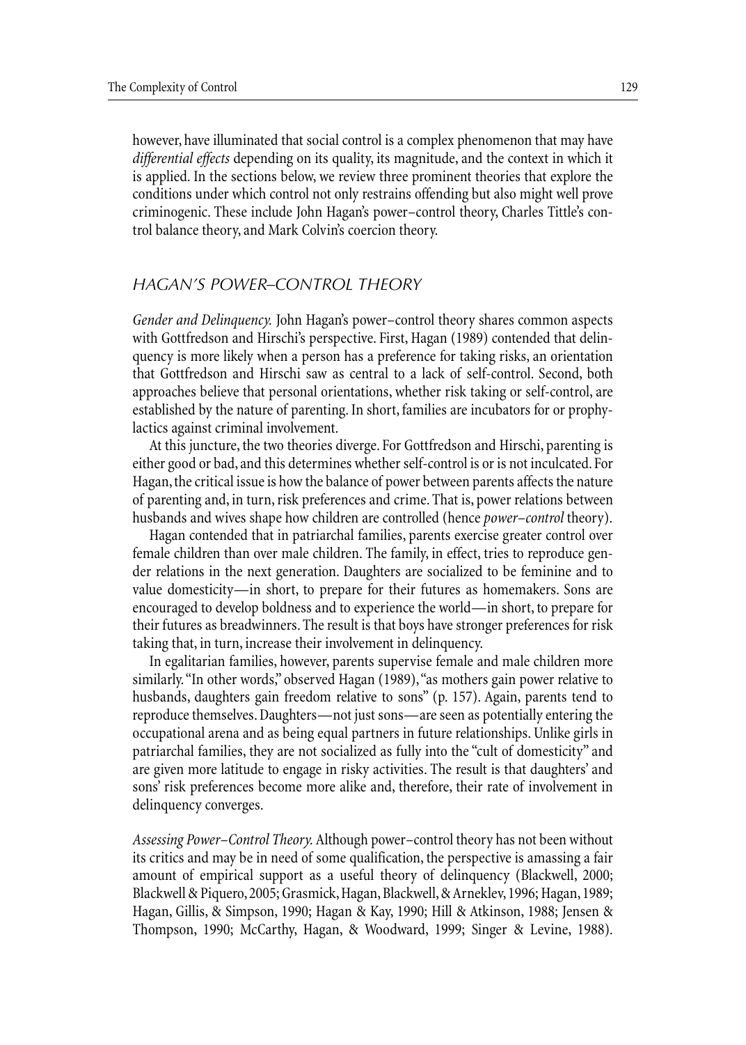however, have illuminated that social control is a complex phenomenon that may have *differential effects* depending on its quality, its magnitude, and the context in which it is applied. In the sections below, we review three prominent theories that explore the conditions under which control not only restrains offending but also might well prove criminogenic. These include John Hagan's power–control theory, Charles Tittle's control balance theory, and Mark Colvin's coercion theory.

## HAGAN'S POWER–CONTROL THEORY

*Gender and Delinquency.* John Hagan's power–control theory shares common aspects with Gottfredson and Hirschi's perspective. First, Hagan (1989) contended that delinquency is more likely when a person has a preference for taking risks, an orientation that Gottfredson and Hirschi saw as central to a lack of self-control. Second, both approaches believe that personal orientations, whether risk taking or self-control, are established by the nature of parenting. In short, families are incubators for or prophylactics against criminal involvement.

At this juncture, the two theories diverge. For Gottfredson and Hirschi, parenting is either good or bad, and this determines whether self-control is or is not inculcated. For Hagan, the critical issue is how the balance of power between parents affects the nature of parenting and, in turn, risk preferences and crime. That is, power relations between husbands and wives shape how children are controlled (hence *power–control* theory).

Hagan contended that in patriarchal families, parents exercise greater control over female children than over male children. The family, in effect, tries to reproduce gender relations in the next generation. Daughters are socialized to be feminine and to value domesticity—in short, to prepare for their futures as homemakers. Sons are encouraged to develop boldness and to experience the world—in short, to prepare for their futures as breadwinners. The result is that boys have stronger preferences for risk taking that, in turn, increase their involvement in delinquency.

In egalitarian families, however, parents supervise female and male children more similarly. "In other words," observed Hagan (1989), "as mothers gain power relative to husbands, daughters gain freedom relative to sons" (p. 157). Again, parents tend to reproduce themselves. Daughters—not just sons—are seen as potentially entering the occupational arena and as being equal partners in future relationships. Unlike girls in patriarchal families, they are not socialized as fully into the "cult of domesticity" and are given more latitude to engage in risky activities. The result is that daughters' and sons' risk preferences become more alike and, therefore, their rate of involvement in delinquency converges.

*Assessing Power–Control Theory.* Although power–control theory has not been without its critics and may be in need of some qualification, the perspective is amassing a fair amount of empirical support as a useful theory of delinquency (Blackwell, 2000; Blackwell & Piquero, 2005; Grasmick, Hagan, Blackwell, & Arneklev, 1996; Hagan, 1989; Hagan, Gillis, & Simpson, 1990; Hagan & Kay, 1990; Hill & Atkinson, 1988; Jensen & Thompson, 1990; McCarthy, Hagan, & Woodward, 1999; Singer & Levine, 1988).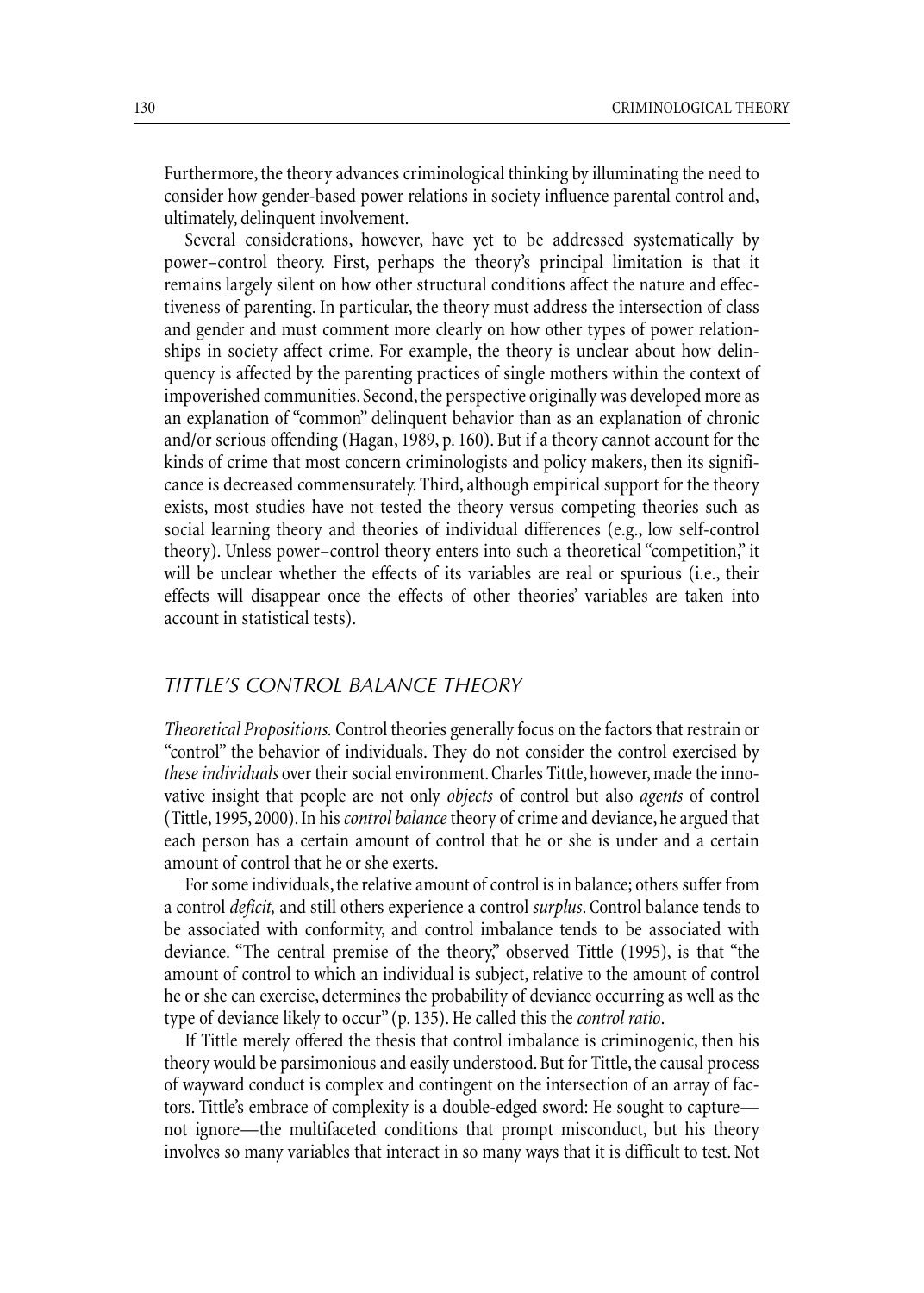Furthermore, the theory advances criminological thinking by illuminating the need to consider how gender-based power relations in society influence parental control and, ultimately, delinquent involvement.

Several considerations, however, have yet to be addressed systematically by power–control theory. First, perhaps the theory's principal limitation is that it remains largely silent on how other structural conditions affect the nature and effectiveness of parenting. In particular, the theory must address the intersection of class and gender and must comment more clearly on how other types of power relationships in society affect crime. For example, the theory is unclear about how delinquency is affected by the parenting practices of single mothers within the context of impoverished communities. Second, the perspective originally was developed more as an explanation of "common" delinquent behavior than as an explanation of chronic and/or serious offending (Hagan, 1989, p. 160). But if a theory cannot account for the kinds of crime that most concern criminologists and policy makers, then its significance is decreased commensurately. Third, although empirical support for the theory exists, most studies have not tested the theory versus competing theories such as social learning theory and theories of individual differences (e.g., low self-control theory). Unless power–control theory enters into such a theoretical "competition," it will be unclear whether the effects of its variables are real or spurious (i.e., their effects will disappear once the effects of other theories' variables are taken into account in statistical tests).

## TITTLE'S CONTROL BALANCE THEORY

*Theoretical Propositions.* Control theories generally focus on the factors that restrain or "control" the behavior of individuals. They do not consider the control exercised by *these individuals* over their social environment. Charles Tittle, however, made the innovative insight that people are not only *objects* of control but also *agents* of control (Tittle, 1995, 2000). In his *control balance* theory of crime and deviance, he argued that each person has a certain amount of control that he or she is under and a certain amount of control that he or she exerts.

For some individuals, the relative amount of control is in balance; others suffer from a control *deficit,* and still others experience a control *surplus*. Control balance tends to be associated with conformity, and control imbalance tends to be associated with deviance. "The central premise of the theory," observed Tittle (1995), is that "the amount of control to which an individual is subject, relative to the amount of control he or she can exercise, determines the probability of deviance occurring as well as the type of deviance likely to occur" (p. 135). He called this the *control ratio*.

If Tittle merely offered the thesis that control imbalance is criminogenic, then his theory would be parsimonious and easily understood. But for Tittle, the causal process of wayward conduct is complex and contingent on the intersection of an array of factors. Tittle's embrace of complexity is a double-edged sword: He sought to capture—not ignore—the multifaceted conditions that prompt misconduct, but his theory involves so many variables that interact in so many ways that it is difficult to test. Not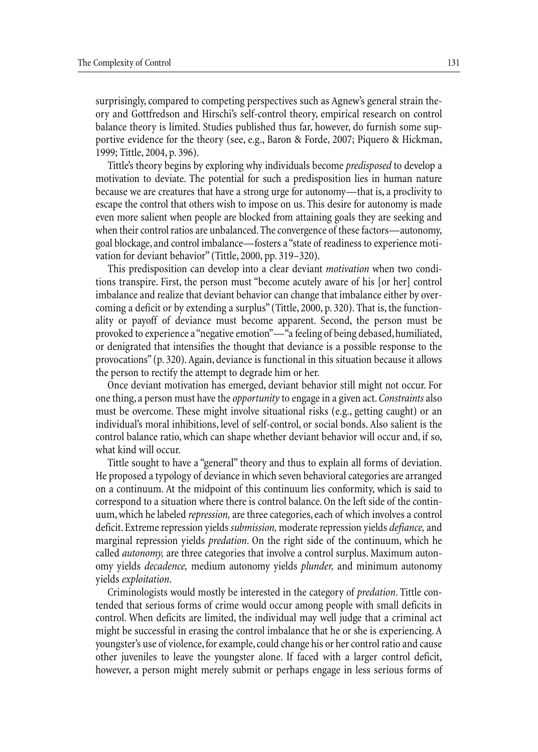surprisingly, compared to competing perspectives such as Agnew's general strain theory and Gottfredson and Hirschi's self-control theory, empirical research on control balance theory is limited. Studies published thus far, however, do furnish some supportive evidence for the theory (see, e.g., Baron & Forde, 2007; Piquero & Hickman, 1999; Tittle, 2004, p. 396).

Tittle's theory begins by exploring why individuals become *predisposed* to develop a motivation to deviate. The potential for such a predisposition lies in human nature because we are creatures that have a strong urge for autonomy—that is, a proclivity to escape the control that others wish to impose on us. This desire for autonomy is made even more salient when people are blocked from attaining goals they are seeking and when their control ratios are unbalanced. The convergence of these factors—autonomy, goal blockage, and control imbalance—fosters a "state of readiness to experience motivation for deviant behavior" (Tittle, 2000, pp. 319–320).

This predisposition can develop into a clear deviant *motivation* when two conditions transpire. First, the person must "become acutely aware of his [or her] control imbalance and realize that deviant behavior can change that imbalance either by overcoming a deficit or by extending a surplus" (Tittle, 2000, p. 320). That is, the functionality or payoff of deviance must become apparent. Second, the person must be provoked to experience a "negative emotion"—"a feeling of being debased, humiliated, or denigrated that intensifies the thought that deviance is a possible response to the provocations" (p. 320). Again, deviance is functional in this situation because it allows the person to rectify the attempt to degrade him or her.

Once deviant motivation has emerged, deviant behavior still might not occur. For one thing, a person must have the *opportunity* to engage in a given act. *Constraints* also must be overcome. These might involve situational risks (e.g., getting caught) or an individual's moral inhibitions, level of self-control, or social bonds. Also salient is the control balance ratio, which can shape whether deviant behavior will occur and, if so, what kind will occur.

Tittle sought to have a "general" theory and thus to explain all forms of deviation. He proposed a typology of deviance in which seven behavioral categories are arranged on a continuum. At the midpoint of this continuum lies conformity, which is said to correspond to a situation where there is control balance. On the left side of the continuum, which he labeled *repression,* are three categories, each of which involves a control deficit. Extreme repression yields *submission,* moderate repression yields *defiance,* and marginal repression yields *predation*. On the right side of the continuum, which he called *autonomy,* are three categories that involve a control surplus. Maximum autonomy yields *decadence,* medium autonomy yields *plunder,* and minimum autonomy yields *exploitation*.

Criminologists would mostly be interested in the category of *predation*. Tittle contended that serious forms of crime would occur among people with small deficits in control. When deficits are limited, the individual may well judge that a criminal act might be successful in erasing the control imbalance that he or she is experiencing. A youngster's use of violence, for example, could change his or her control ratio and cause other juveniles to leave the youngster alone. If faced with a larger control deficit, however, a person might merely submit or perhaps engage in less serious forms of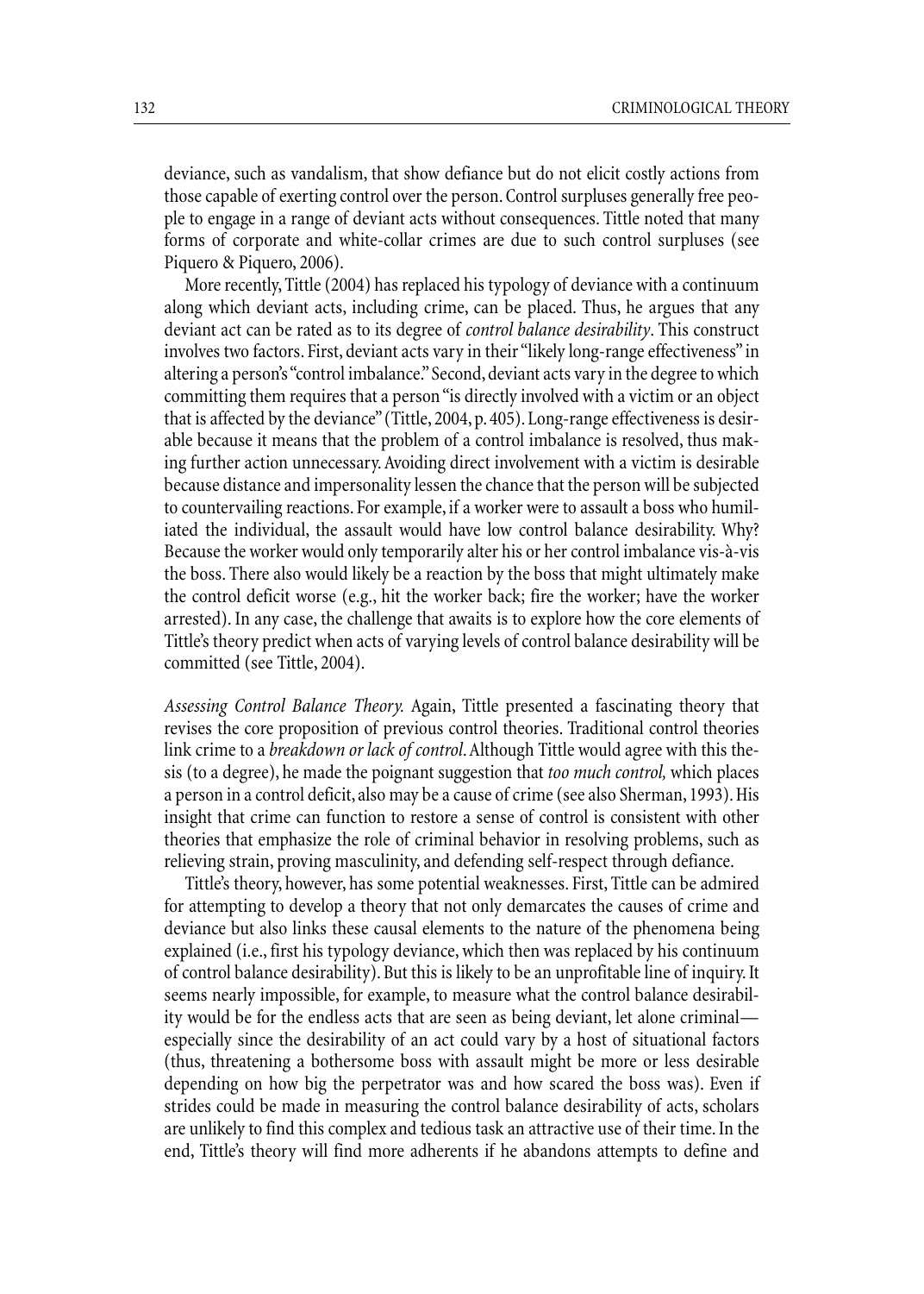deviance, such as vandalism, that show defiance but do not elicit costly actions from those capable of exerting control over the person. Control surpluses generally free people to engage in a range of deviant acts without consequences. Tittle noted that many forms of corporate and white-collar crimes are due to such control surpluses (see Piquero & Piquero, 2006).

More recently, Tittle (2004) has replaced his typology of deviance with a continuum along which deviant acts, including crime, can be placed. Thus, he argues that any deviant act can be rated as to its degree of *control balance desirability*. This construct involves two factors. First, deviant acts vary in their "likely long-range effectiveness" in altering a person's "control imbalance." Second, deviant acts vary in the degree to which committing them requires that a person "is directly involved with a victim or an object that is affected by the deviance" (Tittle, 2004, p. 405). Long-range effectiveness is desirable because it means that the problem of a control imbalance is resolved, thus making further action unnecessary. Avoiding direct involvement with a victim is desirable because distance and impersonality lessen the chance that the person will be subjected to countervailing reactions. For example, if a worker were to assault a boss who humiliated the individual, the assault would have low control balance desirability. Why? Because the worker would only temporarily alter his or her control imbalance vis-à-vis the boss. There also would likely be a reaction by the boss that might ultimately make the control deficit worse (e.g., hit the worker back; fire the worker; have the worker arrested). In any case, the challenge that awaits is to explore how the core elements of Tittle's theory predict when acts of varying levels of control balance desirability will be committed (see Tittle, 2004).

*Assessing Control Balance Theory.* Again, Tittle presented a fascinating theory that revises the core proposition of previous control theories. Traditional control theories link crime to a *breakdown or lack of control*. Although Tittle would agree with this thesis (to a degree), he made the poignant suggestion that *too much control,* which places a person in a control deficit, also may be a cause of crime (see also Sherman, 1993). His insight that crime can function to restore a sense of control is consistent with other theories that emphasize the role of criminal behavior in resolving problems, such as relieving strain, proving masculinity, and defending self-respect through defiance.

Tittle's theory, however, has some potential weaknesses. First, Tittle can be admired for attempting to develop a theory that not only demarcates the causes of crime and deviance but also links these causal elements to the nature of the phenomena being explained (i.e., first his typology deviance, which then was replaced by his continuum of control balance desirability). But this is likely to be an unprofitable line of inquiry. It seems nearly impossible, for example, to measure what the control balance desirability would be for the endless acts that are seen as being deviant, let alone criminal—especially since the desirability of an act could vary by a host of situational factors (thus, threatening a bothersome boss with assault might be more or less desirable depending on how big the perpetrator was and how scared the boss was). Even if strides could be made in measuring the control balance desirability of acts, scholars are unlikely to find this complex and tedious task an attractive use of their time. In the end, Tittle's theory will find more adherents if he abandons attempts to define and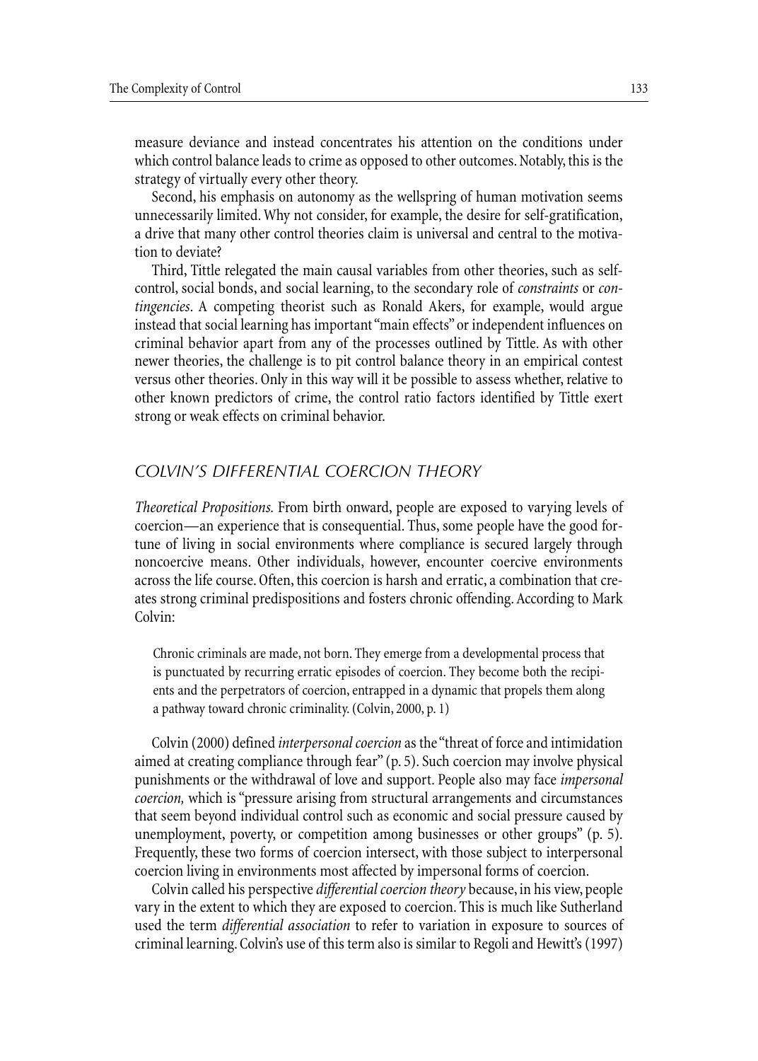measure deviance and instead concentrates his attention on the conditions under which control balance leads to crime as opposed to other outcomes. Notably, this is the strategy of virtually every other theory.

Second, his emphasis on autonomy as the wellspring of human motivation seems unnecessarily limited. Why not consider, for example, the desire for self-gratification, a drive that many other control theories claim is universal and central to the motivation to deviate?

Third, Tittle relegated the main causal variables from other theories, such as self-control, social bonds, and social learning, to the secondary role of *constraints* or *contingencies*. A competing theorist such as Ronald Akers, for example, would argue instead that social learning has important "main effects" or independent influences on criminal behavior apart from any of the processes outlined by Tittle. As with other newer theories, the challenge is to pit control balance theory in an empirical contest versus other theories. Only in this way will it be possible to assess whether, relative to other known predictors of crime, the control ratio factors identified by Tittle exert strong or weak effects on criminal behavior.

## COLVIN'S DIFFERENTIAL COERCION THEORY

*Theoretical Propositions.* From birth onward, people are exposed to varying levels of coercion—an experience that is consequential. Thus, some people have the good fortune of living in social environments where compliance is secured largely through noncoercive means. Other individuals, however, encounter coercive environments across the life course. Often, this coercion is harsh and erratic, a combination that creates strong criminal predispositions and fosters chronic offending. According to Mark Colvin:

> Chronic criminals are made, not born. They emerge from a developmental process that is punctuated by recurring erratic episodes of coercion. They become both the recipients and the perpetrators of coercion, entrapped in a dynamic that propels them along a pathway toward chronic criminality. (Colvin, 2000, p. 1)

Colvin (2000) defined *interpersonal coercion* as the "threat of force and intimidation aimed at creating compliance through fear" (p. 5). Such coercion may involve physical punishments or the withdrawal of love and support. People also may face *impersonal coercion,* which is "pressure arising from structural arrangements and circumstances that seem beyond individual control such as economic and social pressure caused by unemployment, poverty, or competition among businesses or other groups" (p. 5). Frequently, these two forms of coercion intersect, with those subject to interpersonal coercion living in environments most affected by impersonal forms of coercion.

Colvin called his perspective *differential coercion theory* because, in his view, people vary in the extent to which they are exposed to coercion. This is much like Sutherland used the term *differential association* to refer to variation in exposure to sources of criminal learning. Colvin's use of this term also is similar to Regoli and Hewitt's (1997)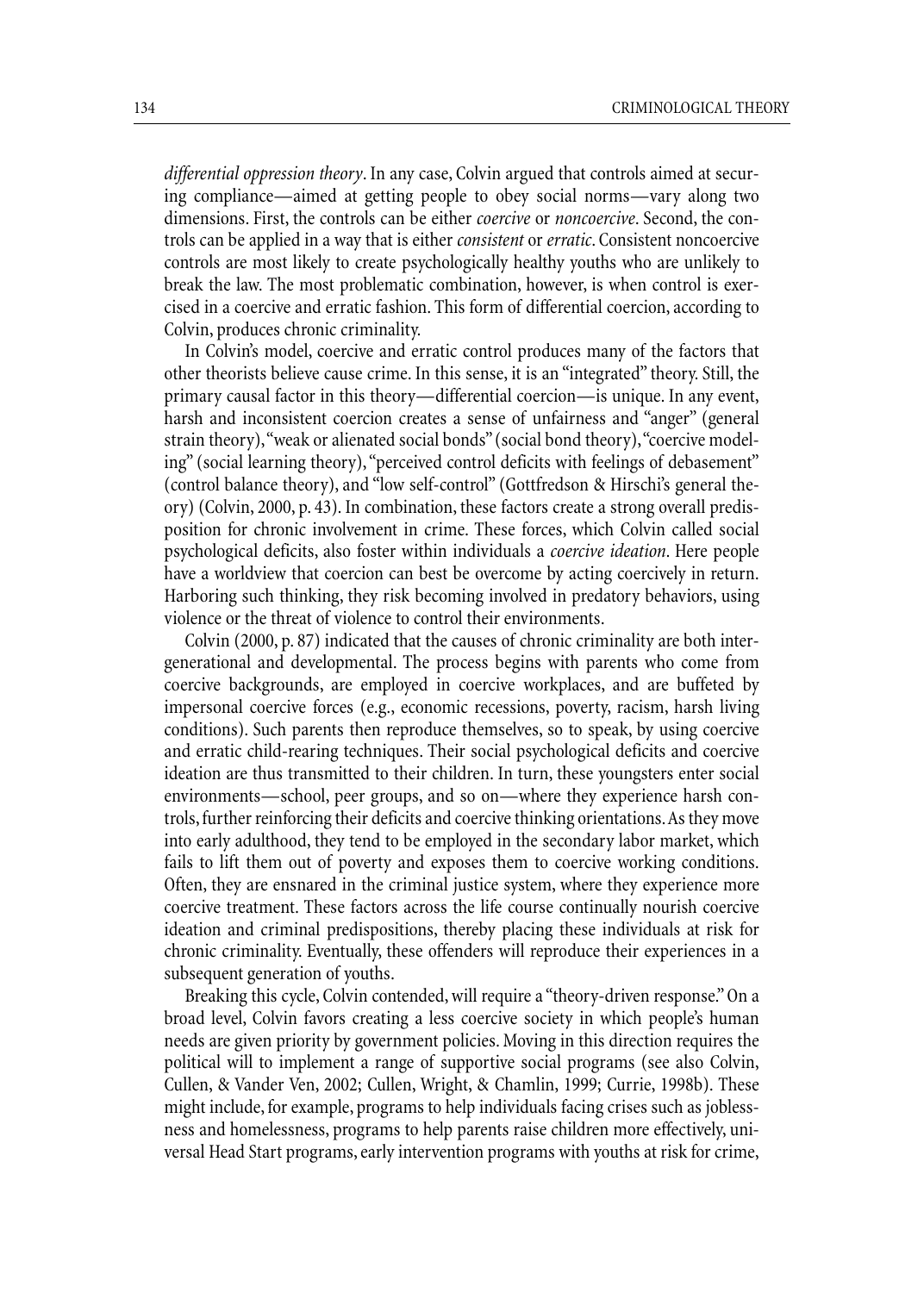*differential oppression theory*. In any case, Colvin argued that controls aimed at securing compliance—aimed at getting people to obey social norms—vary along two dimensions. First, the controls can be either *coercive* or *noncoercive*. Second, the controls can be applied in a way that is either *consistent* or *erratic*. Consistent noncoercive controls are most likely to create psychologically healthy youths who are unlikely to break the law. The most problematic combination, however, is when control is exercised in a coercive and erratic fashion. This form of differential coercion, according to Colvin, produces chronic criminality.

In Colvin's model, coercive and erratic control produces many of the factors that other theorists believe cause crime. In this sense, it is an "integrated" theory. Still, the primary causal factor in this theory—differential coercion—is unique. In any event, harsh and inconsistent coercion creates a sense of unfairness and "anger" (general strain theory), "weak or alienated social bonds" (social bond theory), "coercive modeling" (social learning theory), "perceived control deficits with feelings of debasement" (control balance theory), and "low self-control" (Gottfredson & Hirschi's general theory) (Colvin, 2000, p. 43). In combination, these factors create a strong overall predisposition for chronic involvement in crime. These forces, which Colvin called social psychological deficits, also foster within individuals a *coercive ideation*. Here people have a worldview that coercion can best be overcome by acting coercively in return. Harboring such thinking, they risk becoming involved in predatory behaviors, using violence or the threat of violence to control their environments.

Colvin (2000, p. 87) indicated that the causes of chronic criminality are both intergenerational and developmental. The process begins with parents who come from coercive backgrounds, are employed in coercive workplaces, and are buffeted by impersonal coercive forces (e.g., economic recessions, poverty, racism, harsh living conditions). Such parents then reproduce themselves, so to speak, by using coercive and erratic child-rearing techniques. Their social psychological deficits and coercive ideation are thus transmitted to their children. In turn, these youngsters enter social environments—school, peer groups, and so on—where they experience harsh controls, further reinforcing their deficits and coercive thinking orientations. As they move into early adulthood, they tend to be employed in the secondary labor market, which fails to lift them out of poverty and exposes them to coercive working conditions. Often, they are ensnared in the criminal justice system, where they experience more coercive treatment. These factors across the life course continually nourish coercive ideation and criminal predispositions, thereby placing these individuals at risk for chronic criminality. Eventually, these offenders will reproduce their experiences in a subsequent generation of youths.

Breaking this cycle, Colvin contended, will require a "theory-driven response." On a broad level, Colvin favors creating a less coercive society in which people's human needs are given priority by government policies. Moving in this direction requires the political will to implement a range of supportive social programs (see also Colvin, Cullen, & Vander Ven, 2002; Cullen, Wright, & Chamlin, 1999; Currie, 1998b). These might include, for example, programs to help individuals facing crises such as joblessness and homelessness, programs to help parents raise children more effectively, universal Head Start programs, early intervention programs with youths at risk for crime,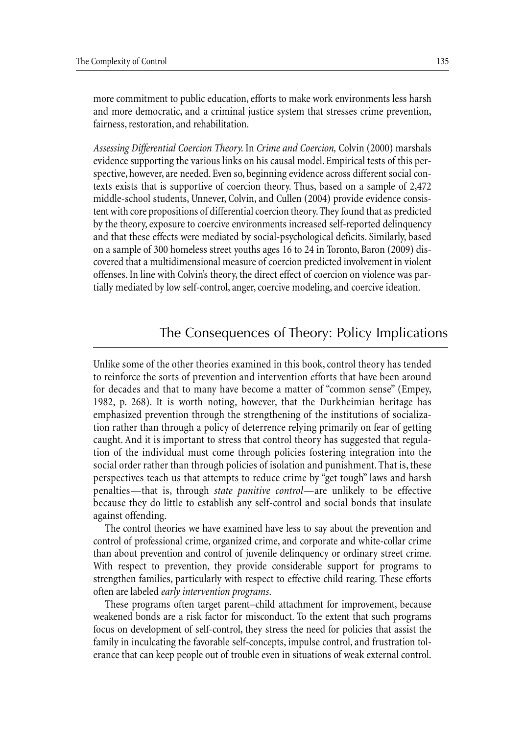more commitment to public education, efforts to make work environments less harsh and more democratic, and a criminal justice system that stresses crime prevention, fairness, restoration, and rehabilitation.

*Assessing Differential Coercion Theory.* In *Crime and Coercion,* Colvin (2000) marshals evidence supporting the various links on his causal model. Empirical tests of this perspective, however, are needed. Even so, beginning evidence across different social contexts exists that is supportive of coercion theory. Thus, based on a sample of 2,472 middle-school students, Unnever, Colvin, and Cullen (2004) provide evidence consistent with core propositions of differential coercion theory. They found that as predicted by the theory, exposure to coercive environments increased self-reported delinquency and that these effects were mediated by social-psychological deficits. Similarly, based on a sample of 300 homeless street youths ages 16 to 24 in Toronto, Baron (2009) discovered that a multidimensional measure of coercion predicted involvement in violent offenses. In line with Colvin's theory, the direct effect of coercion on violence was partially mediated by low self-control, anger, coercive modeling, and coercive ideation.

## The Consequences of Theory: Policy Implications

Unlike some of the other theories examined in this book, control theory has tended to reinforce the sorts of prevention and intervention efforts that have been around for decades and that to many have become a matter of "common sense" (Empey, 1982, p. 268). It is worth noting, however, that the Durkheimian heritage has emphasized prevention through the strengthening of the institutions of socialization rather than through a policy of deterrence relying primarily on fear of getting caught. And it is important to stress that control theory has suggested that regulation of the individual must come through policies fostering integration into the social order rather than through policies of isolation and punishment. That is, these perspectives teach us that attempts to reduce crime by "get tough" laws and harsh penalties—that is, through *state punitive control*—are unlikely to be effective because they do little to establish any self-control and social bonds that insulate against offending.

The control theories we have examined have less to say about the prevention and control of professional crime, organized crime, and corporate and white-collar crime than about prevention and control of juvenile delinquency or ordinary street crime. With respect to prevention, they provide considerable support for programs to strengthen families, particularly with respect to effective child rearing. These efforts often are labeled *early intervention programs.*

These programs often target parent–child attachment for improvement, because weakened bonds are a risk factor for misconduct. To the extent that such programs focus on development of self-control, they stress the need for policies that assist the family in inculcating the favorable self-concepts, impulse control, and frustration tolerance that can keep people out of trouble even in situations of weak external control.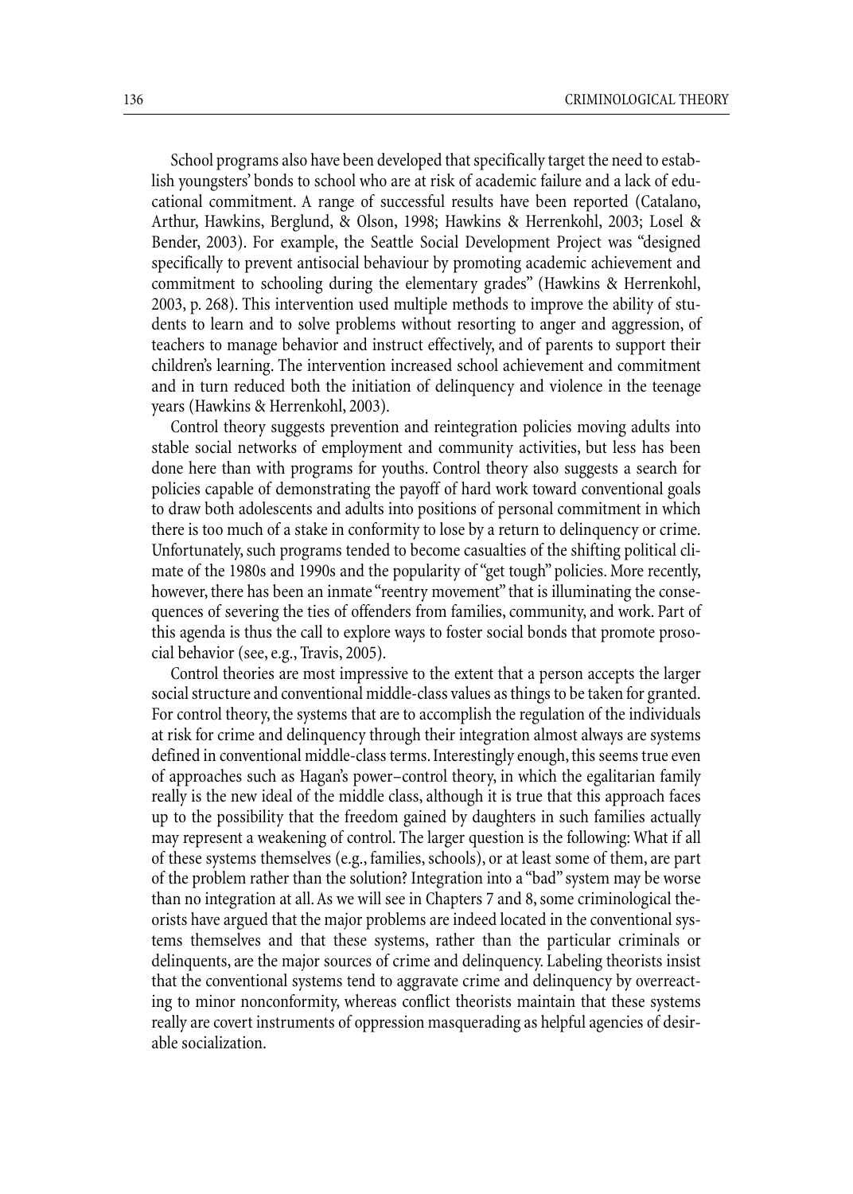School programs also have been developed that specifically target the need to establish youngsters' bonds to school who are at risk of academic failure and a lack of educational commitment. A range of successful results have been reported (Catalano, Arthur, Hawkins, Berglund, & Olson, 1998; Hawkins & Herrenkohl, 2003; Losel & Bender, 2003). For example, the Seattle Social Development Project was "designed specifically to prevent antisocial behaviour by promoting academic achievement and commitment to schooling during the elementary grades" (Hawkins & Herrenkohl, 2003, p. 268). This intervention used multiple methods to improve the ability of students to learn and to solve problems without resorting to anger and aggression, of teachers to manage behavior and instruct effectively, and of parents to support their children's learning. The intervention increased school achievement and commitment and in turn reduced both the initiation of delinquency and violence in the teenage years (Hawkins & Herrenkohl, 2003).

Control theory suggests prevention and reintegration policies moving adults into stable social networks of employment and community activities, but less has been done here than with programs for youths. Control theory also suggests a search for policies capable of demonstrating the payoff of hard work toward conventional goals to draw both adolescents and adults into positions of personal commitment in which there is too much of a stake in conformity to lose by a return to delinquency or crime. Unfortunately, such programs tended to become casualties of the shifting political climate of the 1980s and 1990s and the popularity of "get tough" policies. More recently, however, there has been an inmate "reentry movement" that is illuminating the consequences of severing the ties of offenders from families, community, and work. Part of this agenda is thus the call to explore ways to foster social bonds that promote prosocial behavior (see, e.g., Travis, 2005).

Control theories are most impressive to the extent that a person accepts the larger social structure and conventional middle-class values as things to be taken for granted. For control theory, the systems that are to accomplish the regulation of the individuals at risk for crime and delinquency through their integration almost always are systems defined in conventional middle-class terms. Interestingly enough, this seems true even of approaches such as Hagan's power–control theory, in which the egalitarian family really is the new ideal of the middle class, although it is true that this approach faces up to the possibility that the freedom gained by daughters in such families actually may represent a weakening of control. The larger question is the following: What if all of these systems themselves (e.g., families, schools), or at least some of them, are part of the problem rather than the solution? Integration into a "bad" system may be worse than no integration at all. As we will see in Chapters 7 and 8, some criminological theorists have argued that the major problems are indeed located in the conventional systems themselves and that these systems, rather than the particular criminals or delinquents, are the major sources of crime and delinquency. Labeling theorists insist that the conventional systems tend to aggravate crime and delinquency by overreacting to minor nonconformity, whereas conflict theorists maintain that these systems really are covert instruments of oppression masquerading as helpful agencies of desirable socialization.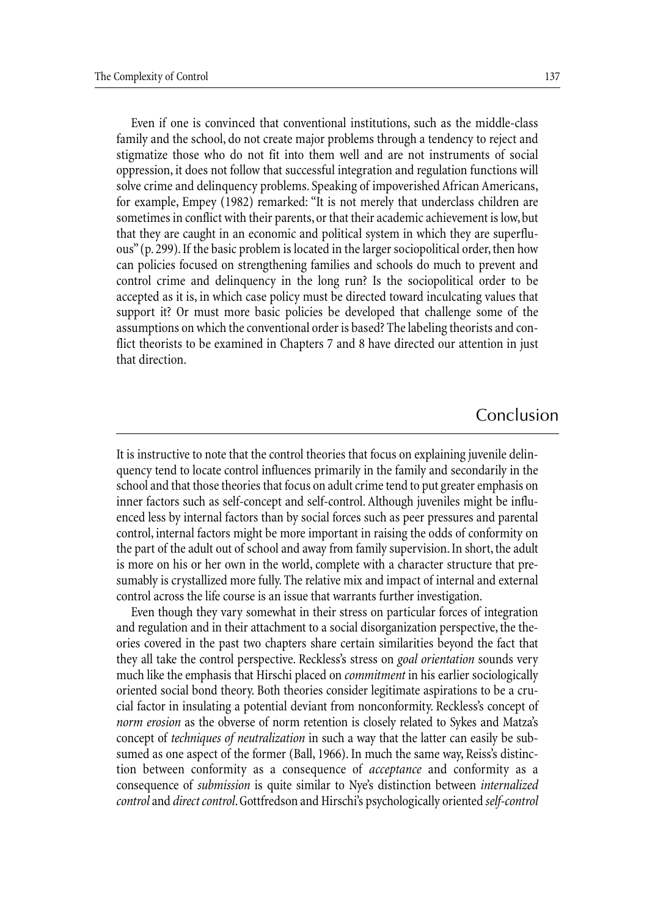Even if one is convinced that conventional institutions, such as the middle-class family and the school, do not create major problems through a tendency to reject and stigmatize those who do not fit into them well and are not instruments of social oppression, it does not follow that successful integration and regulation functions will solve crime and delinquency problems. Speaking of impoverished African Americans, for example, Empey (1982) remarked: "It is not merely that underclass children are sometimes in conflict with their parents, or that their academic achievement is low, but that they are caught in an economic and political system in which they are superfluous" (p. 299). If the basic problem is located in the larger sociopolitical order, then how can policies focused on strengthening families and schools do much to prevent and control crime and delinquency in the long run? Is the sociopolitical order to be accepted as it is, in which case policy must be directed toward inculcating values that support it? Or must more basic policies be developed that challenge some of the assumptions on which the conventional order is based? The labeling theorists and conflict theorists to be examined in Chapters 7 and 8 have directed our attention in just that direction.

## Conclusion

It is instructive to note that the control theories that focus on explaining juvenile delinquency tend to locate control influences primarily in the family and secondarily in the school and that those theories that focus on adult crime tend to put greater emphasis on inner factors such as self-concept and self-control. Although juveniles might be influenced less by internal factors than by social forces such as peer pressures and parental control, internal factors might be more important in raising the odds of conformity on the part of the adult out of school and away from family supervision. In short, the adult is more on his or her own in the world, complete with a character structure that presumably is crystallized more fully. The relative mix and impact of internal and external control across the life course is an issue that warrants further investigation.

Even though they vary somewhat in their stress on particular forces of integration and regulation and in their attachment to a social disorganization perspective, the theories covered in the past two chapters share certain similarities beyond the fact that they all take the control perspective. Reckless's stress on *goal orientation* sounds very much like the emphasis that Hirschi placed on *commitment* in his earlier sociologically oriented social bond theory. Both theories consider legitimate aspirations to be a crucial factor in insulating a potential deviant from nonconformity. Reckless's concept of *norm erosion* as the obverse of norm retention is closely related to Sykes and Matza's concept of *techniques of neutralization* in such a way that the latter can easily be subsumed as one aspect of the former (Ball, 1966). In much the same way, Reiss's distinction between conformity as a consequence of *acceptance* and conformity as a consequence of *submission* is quite similar to Nye's distinction between *internalized control* and *direct control*. Gottfredson and Hirschi's psychologically oriented *self-control*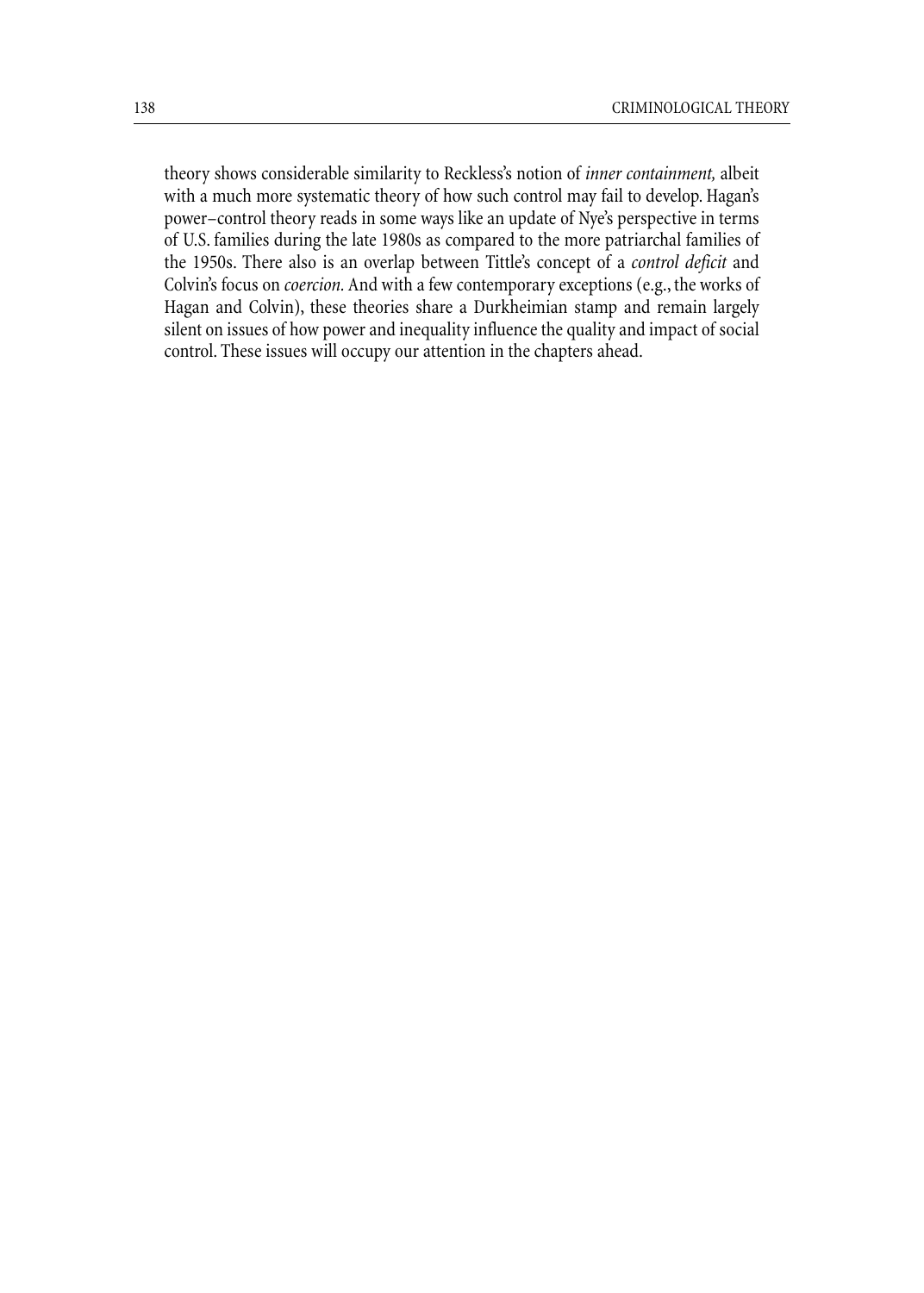theory shows considerable similarity to Reckless's notion of *inner containment,* albeit with a much more systematic theory of how such control may fail to develop. Hagan's power–control theory reads in some ways like an update of Nye's perspective in terms of U.S. families during the late 1980s as compared to the more patriarchal families of the 1950s. There also is an overlap between Tittle's concept of a *control deficit* and Colvin's focus on *coercion.* And with a few contemporary exceptions (e.g., the works of Hagan and Colvin), these theories share a Durkheimian stamp and remain largely silent on issues of how power and inequality influence the quality and impact of social control. These issues will occupy our attention in the chapters ahead.